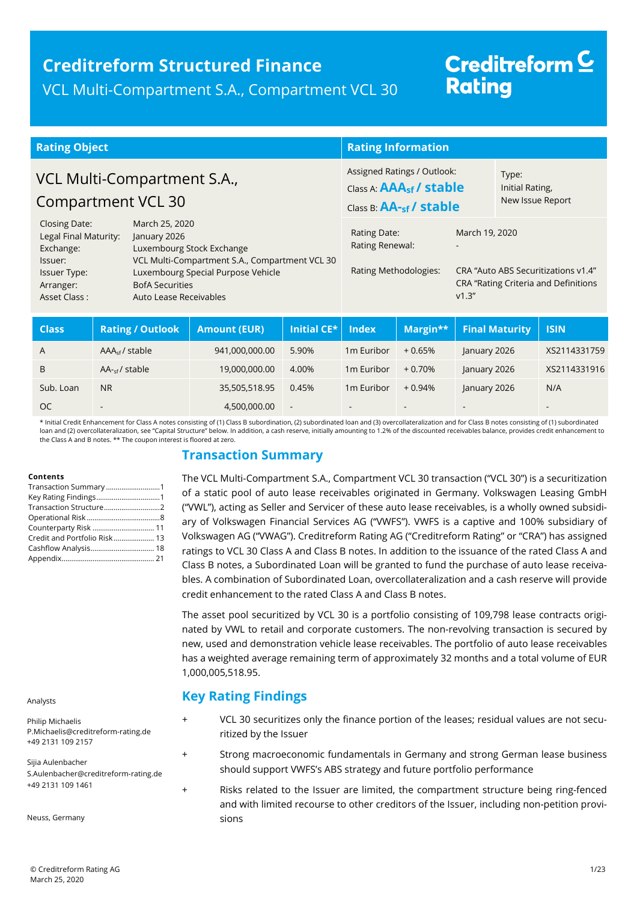# Creditreform Structured Finance

VCL Multi-Compartment S.A., Compartment VCL 30

Creditreform Rating

## Rating Object

VCL Multi-Compartment S.A., Compartment VCL 30

| | |
|---|---|
| Closing Date: | March 25, 2020 |
| Legal Final Maturity: | January 2026 |
| Exchange: | Luxembourg Stock Exchange |
| Issuer: | VCL Multi-Compartment S.A., Compartment VCL 30 |
| Issuer Type: | Luxembourg Special Purpose Vehicle |
| Arranger: | BofA Securities |
| Asset Class : | Auto Lease Receivables |

## Rating Information

Assigned Ratings / Outlook:
Class A: **$AAA_{sf}$ / stable**
Class B: **$AA-_{sf}$ / stable**

Type:
Initial Rating,
New Issue Report

| | |
|---|---|
| Rating Date: | March 19, 2020 |
| Rating Renewal: | - |
| Rating Methodologies: | CRA "Auto ABS Securitizations v1.4" CRA "Rating Criteria and Definitions v1.3" |

| Class | Rating / Outlook | Amount (EUR) | Initial CE* | Index | Margin** | Final Maturity | ISIN |
|---|---|---|---|---|---|---|---|
| A | $AAA_{sf}$ / stable | 941,000,000.00 | 5.90% | 1m Euribor | + 0.65% | January 2026 | XS2114331759 |
| B | $AA-_{sf}$ / stable | 19,000,000.00 | 4.00% | 1m Euribor | + 0.70% | January 2026 | XS2114331916 |
| Sub. Loan | NR | 35,505,518.95 | 0.45% | 1m Euribor | + 0.94% | January 2026 | N/A |
| OC | - | 4,500,000.00 | - | - | - | - | - |

\* Initial Credit Enhancement for Class A notes consisting of (1) Class B subordination, (2) subordinated loan and (3) overcollateralization and for Class B notes consisting of (1) subordinated loan and (2) overcollateralization, see "Capital Structure" below. In addition, a cash reserve, initially amounting to 1.2% of the discounted receivables balance, provides credit enhancement to the Class A and B notes. ** The coupon interest is floored at zero.

**Contents**

- Transaction Summary ... 1
- Key Rating Findings ... 1
- Transaction Structure ... 2
- Operational Risk ... 8
- Counterparty Risk ... 11
- Credit and Portfolio Risk ... 13
- Cashflow Analysis ... 18
- Appendix ... 21

Analysts

Philip Michaelis
P.Michaelis@creditreform-rating.de
+49 2131 109 2157

Sijia Aulenbacher
S.Aulenbacher@creditreform-rating.de
+49 2131 109 1461

Neuss, Germany

## Transaction Summary

The VCL Multi-Compartment S.A., Compartment VCL 30 transaction ("VCL 30") is a securitization of a static pool of auto lease receivables originated in Germany. Volkswagen Leasing GmbH ("VWL"), acting as Seller and Servicer of these auto lease receivables, is a wholly owned subsidiary of Volkswagen Financial Services AG ("VWFS"). VWFS is a captive and 100% subsidiary of Volkswagen AG ("VWAG"). Creditreform Rating AG ("Creditreform Rating" or "CRA") has assigned ratings to VCL 30 Class A and Class B notes. In addition to the issuance of the rated Class A and Class B notes, a Subordinated Loan will be granted to fund the purchase of auto lease receivables. A combination of Subordinated Loan, overcollateralization and a cash reserve will provide credit enhancement to the rated Class A and Class B notes.

The asset pool securitized by VCL 30 is a portfolio consisting of 109,798 lease contracts originated by VWL to retail and corporate customers. The non-revolving transaction is secured by new, used and demonstration vehicle lease receivables. The portfolio of auto lease receivables has a weighted average remaining term of approximately 32 months and a total volume of EUR 1,000,005,518.95.

## Key Rating Findings

- \+ VCL 30 securitizes only the finance portion of the leases; residual values are not securitized by the Issuer
- \+ Strong macroeconomic fundamentals in Germany and strong German lease business should support VWFS's ABS strategy and future portfolio performance
- \+ Risks related to the Issuer are limited, the compartment structure being ring-fenced and with limited recourse to other creditors of the Issuer, including non-petition provisions

© Creditreform Rating AG
March 25, 2020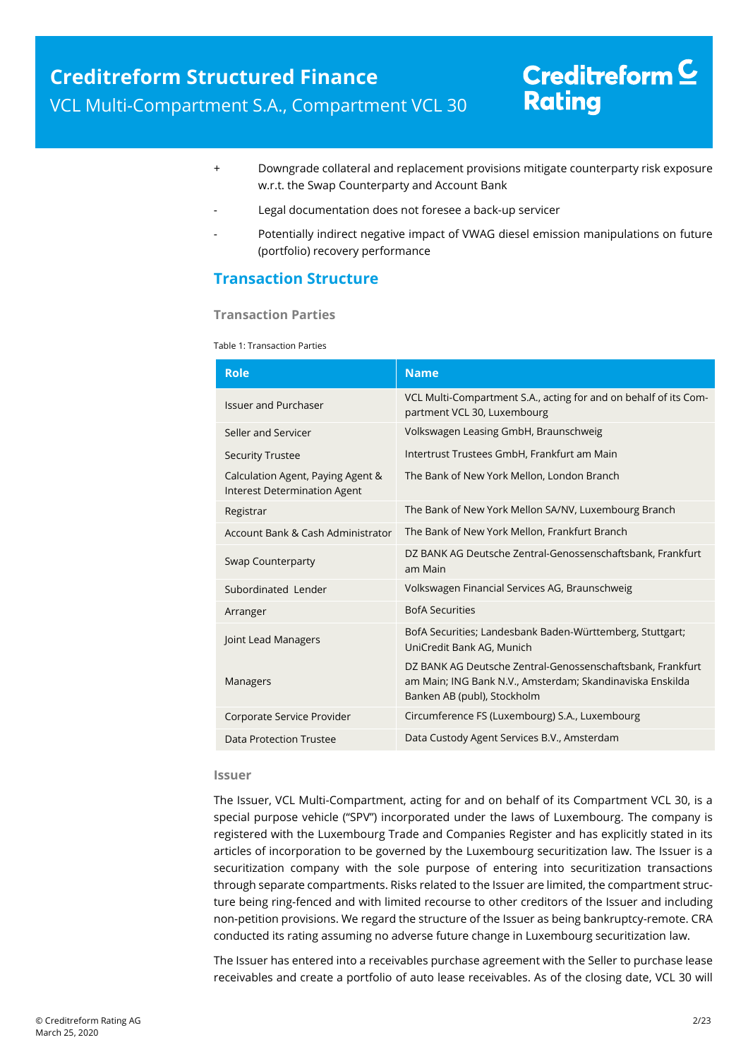+ Downgrade collateral and replacement provisions mitigate counterparty risk exposure w.r.t. the Swap Counterparty and Account Bank

- Legal documentation does not foresee a back-up servicer

- Potentially indirect negative impact of VWAG diesel emission manipulations on future (portfolio) recovery performance

## Transaction Structure

### Transaction Parties

Table 1: Transaction Parties

| Role | Name |
|---|---|
| Issuer and Purchaser | VCL Multi-Compartment S.A., acting for and on behalf of its Compartment VCL 30, Luxembourg |
| Seller and Servicer | Volkswagen Leasing GmbH, Braunschweig |
| Security Trustee | Intertrust Trustees GmbH, Frankfurt am Main |
| Calculation Agent, Paying Agent & Interest Determination Agent | The Bank of New York Mellon, London Branch |
| Registrar | The Bank of New York Mellon SA/NV, Luxembourg Branch |
| Account Bank & Cash Administrator | The Bank of New York Mellon, Frankfurt Branch |
| Swap Counterparty | DZ BANK AG Deutsche Zentral-Genossenschaftsbank, Frankfurt am Main |
| Subordinated Lender | Volkswagen Financial Services AG, Braunschweig |
| Arranger | BofA Securities |
| Joint Lead Managers | BofA Securities; Landesbank Baden-Württemberg, Stuttgart; UniCredit Bank AG, Munich |
| Managers | DZ BANK AG Deutsche Zentral-Genossenschaftsbank, Frankfurt am Main; ING Bank N.V., Amsterdam; Skandinaviska Enskilda Banken AB (publ), Stockholm |
| Corporate Service Provider | Circumference FS (Luxembourg) S.A., Luxembourg |
| Data Protection Trustee | Data Custody Agent Services B.V., Amsterdam |

### Issuer

The Issuer, VCL Multi-Compartment, acting for and on behalf of its Compartment VCL 30, is a special purpose vehicle ("SPV") incorporated under the laws of Luxembourg. The company is registered with the Luxembourg Trade and Companies Register and has explicitly stated in its articles of incorporation to be governed by the Luxembourg securitization law. The Issuer is a securitization company with the sole purpose of entering into securitization transactions through separate compartments. Risks related to the Issuer are limited, the compartment structure being ring-fenced and with limited recourse to other creditors of the Issuer and including non-petition provisions. We regard the structure of the Issuer as being bankruptcy-remote. CRA conducted its rating assuming no adverse future change in Luxembourg securitization law.

The Issuer has entered into a receivables purchase agreement with the Seller to purchase lease receivables and create a portfolio of auto lease receivables. As of the closing date, VCL 30 will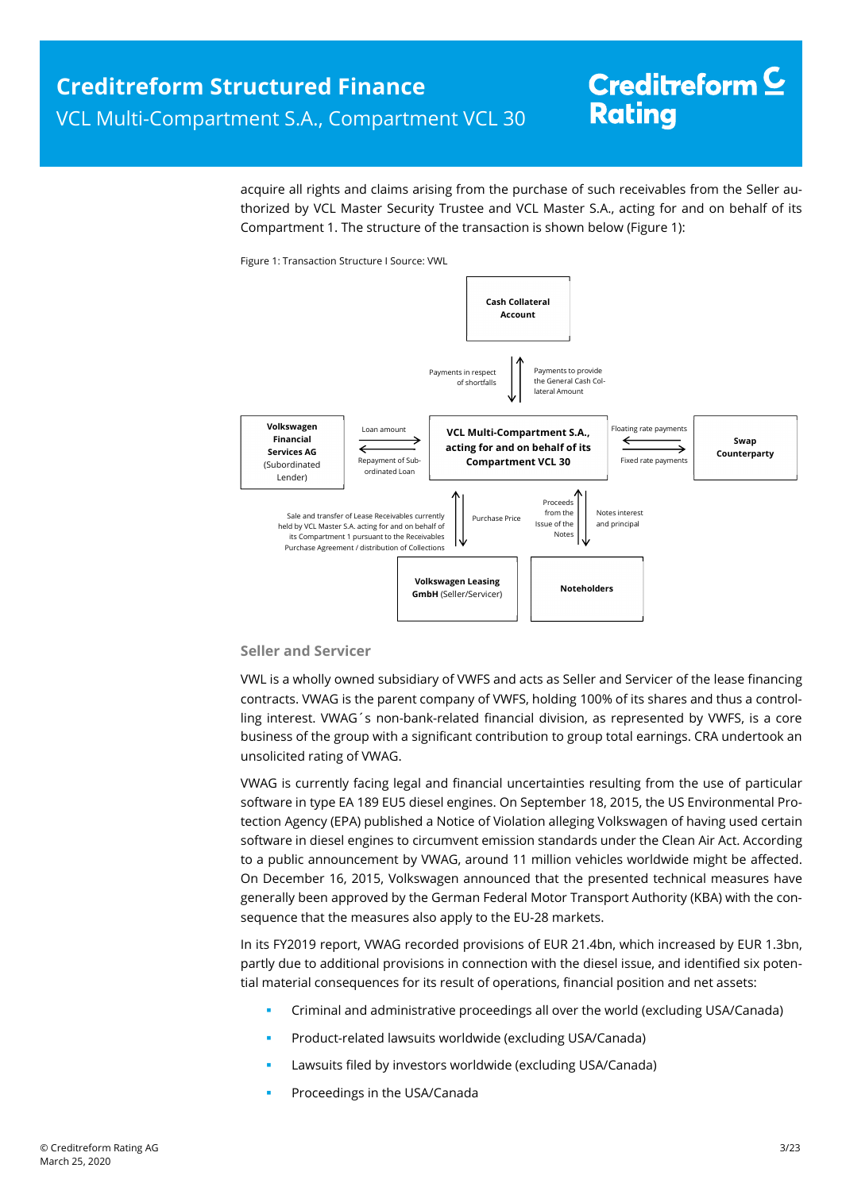acquire all rights and claims arising from the purchase of such receivables from the Seller authorized by VCL Master Security Trustee and VCL Master S.A., acting for and on behalf of its Compartment 1. The structure of the transaction is shown below (Figure 1):

Figure 1: Transaction Structure I Source: VWL

Cash Collateral Account

Payments in respect of shortfalls

Payments to provide the General Cash Collateral Amount

**Volkswagen Financial Services AG** (Subordinated Lender)

Loan amount

Repayment of Subordinated Loan

**VCL Multi-Compartment S.A., acting for and on behalf of its Compartment VCL 30**

Floating rate payments

Fixed rate payments

**Swap Counterparty**

Sale and transfer of Lease Receivables currently held by VCL Master S.A. acting for and on behalf of its Compartment 1 pursuant to the Receivables Purchase Agreement / distribution of Collections

Purchase Price

Proceeds from the Issue of the Notes

Notes interest and principal

**Volkswagen Leasing GmbH** (Seller/Servicer)

**Noteholders**

### Seller and Servicer

VWL is a wholly owned subsidiary of VWFS and acts as Seller and Servicer of the lease financing contracts. VWAG is the parent company of VWFS, holding 100% of its shares and thus a controlling interest. VWAG´s non-bank-related financial division, as represented by VWFS, is a core business of the group with a significant contribution to group total earnings. CRA undertook an unsolicited rating of VWAG.

VWAG is currently facing legal and financial uncertainties resulting from the use of particular software in type EA 189 EU5 diesel engines. On September 18, 2015, the US Environmental Protection Agency (EPA) published a Notice of Violation alleging Volkswagen of having used certain software in diesel engines to circumvent emission standards under the Clean Air Act. According to a public announcement by VWAG, around 11 million vehicles worldwide might be affected. On December 16, 2015, Volkswagen announced that the presented technical measures have generally been approved by the German Federal Motor Transport Authority (KBA) with the consequence that the measures also apply to the EU-28 markets.

In its FY2019 report, VWAG recorded provisions of EUR 21.4bn, which increased by EUR 1.3bn, partly due to additional provisions in connection with the diesel issue, and identified six potential material consequences for its result of operations, financial position and net assets:

- Criminal and administrative proceedings all over the world (excluding USA/Canada)
- Product-related lawsuits worldwide (excluding USA/Canada)
- Lawsuits filed by investors worldwide (excluding USA/Canada)
- Proceedings in the USA/Canada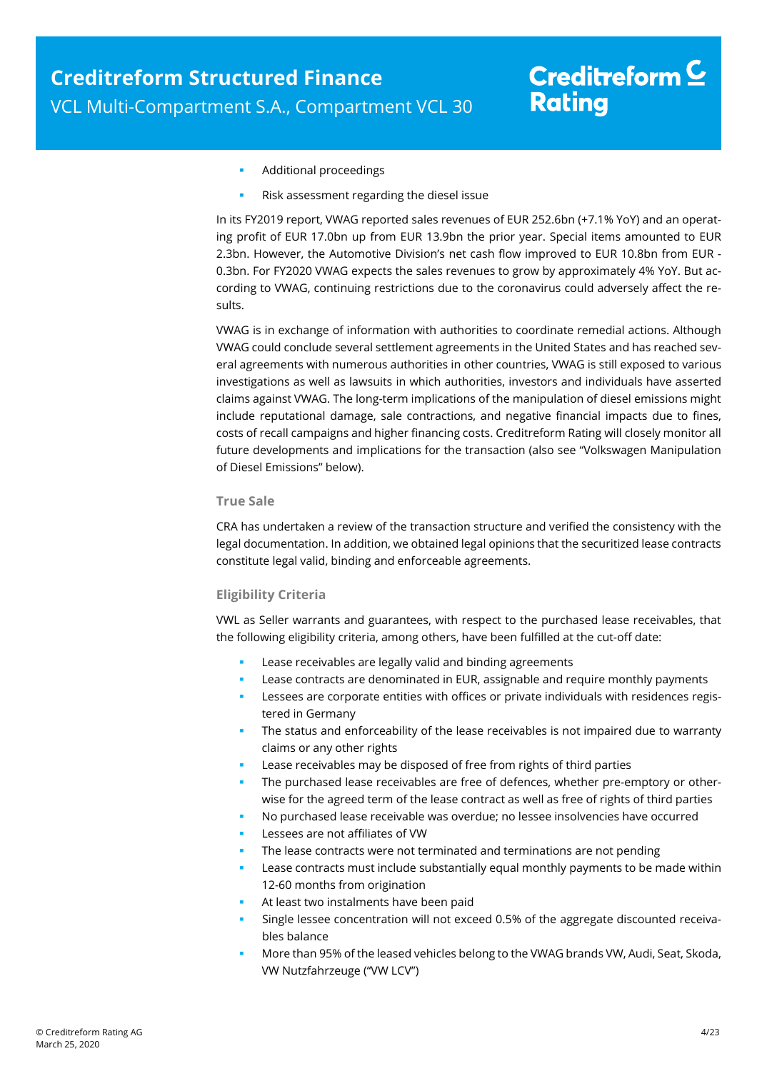- Additional proceedings
- Risk assessment regarding the diesel issue

In its FY2019 report, VWAG reported sales revenues of EUR 252.6bn (+7.1% YoY) and an operating profit of EUR 17.0bn up from EUR 13.9bn the prior year. Special items amounted to EUR 2.3bn. However, the Automotive Division's net cash flow improved to EUR 10.8bn from EUR -0.3bn. For FY2020 VWAG expects the sales revenues to grow by approximately 4% YoY. But according to VWAG, continuing restrictions due to the coronavirus could adversely affect the results.

VWAG is in exchange of information with authorities to coordinate remedial actions. Although VWAG could conclude several settlement agreements in the United States and has reached several agreements with numerous authorities in other countries, VWAG is still exposed to various investigations as well as lawsuits in which authorities, investors and individuals have asserted claims against VWAG. The long-term implications of the manipulation of diesel emissions might include reputational damage, sale contractions, and negative financial impacts due to fines, costs of recall campaigns and higher financing costs. Creditreform Rating will closely monitor all future developments and implications for the transaction (also see "Volkswagen Manipulation of Diesel Emissions" below).

### True Sale

CRA has undertaken a review of the transaction structure and verified the consistency with the legal documentation. In addition, we obtained legal opinions that the securitized lease contracts constitute legal valid, binding and enforceable agreements.

### Eligibility Criteria

VWL as Seller warrants and guarantees, with respect to the purchased lease receivables, that the following eligibility criteria, among others, have been fulfilled at the cut-off date:

- Lease receivables are legally valid and binding agreements
- Lease contracts are denominated in EUR, assignable and require monthly payments
- Lessees are corporate entities with offices or private individuals with residences registered in Germany
- The status and enforceability of the lease receivables is not impaired due to warranty claims or any other rights
- Lease receivables may be disposed of free from rights of third parties
- The purchased lease receivables are free of defences, whether pre-emptory or otherwise for the agreed term of the lease contract as well as free of rights of third parties
- No purchased lease receivable was overdue; no lessee insolvencies have occurred
- Lessees are not affiliates of VW
- The lease contracts were not terminated and terminations are not pending
- Lease contracts must include substantially equal monthly payments to be made within 12-60 months from origination
- At least two instalments have been paid
- Single lessee concentration will not exceed 0.5% of the aggregate discounted receivables balance
- More than 95% of the leased vehicles belong to the VWAG brands VW, Audi, Seat, Skoda, VW Nutzfahrzeuge ("VW LCV")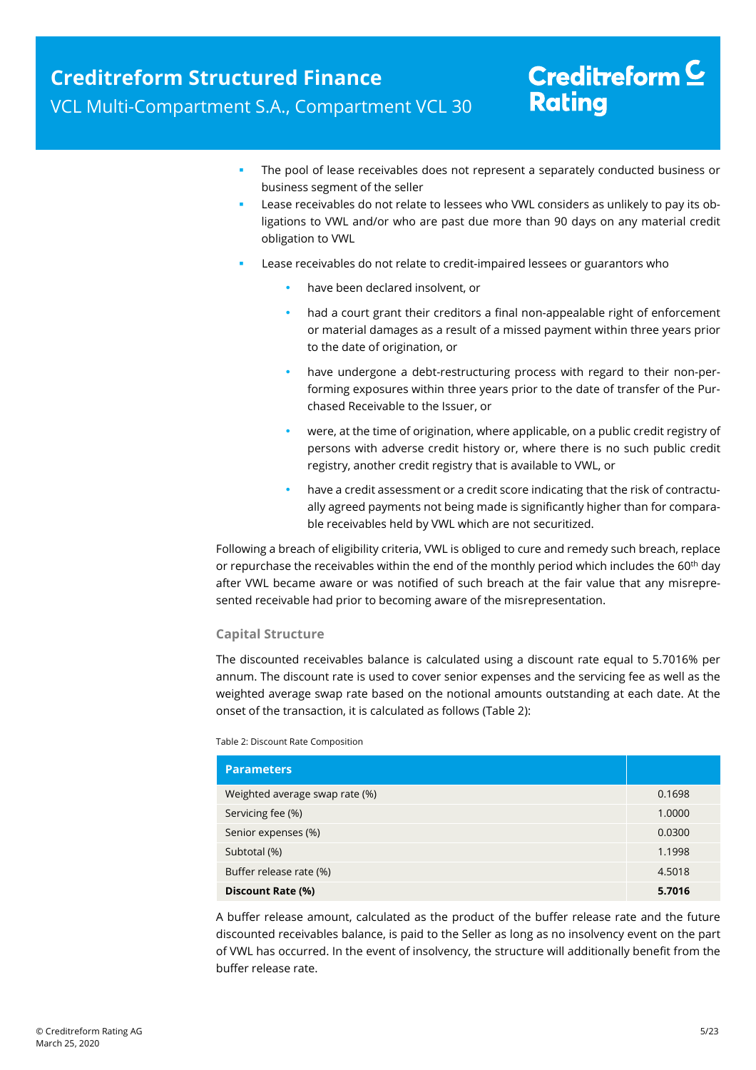- The pool of lease receivables does not represent a separately conducted business or business segment of the seller
- Lease receivables do not relate to lessees who VWL considers as unlikely to pay its obligations to VWL and/or who are past due more than 90 days on any material credit obligation to VWL
- Lease receivables do not relate to credit-impaired lessees or guarantors who
  - have been declared insolvent, or
  - had a court grant their creditors a final non-appealable right of enforcement or material damages as a result of a missed payment within three years prior to the date of origination, or
  - have undergone a debt-restructuring process with regard to their non-performing exposures within three years prior to the date of transfer of the Purchased Receivable to the Issuer, or
  - were, at the time of origination, where applicable, on a public credit registry of persons with adverse credit history or, where there is no such public credit registry, another credit registry that is available to VWL, or
  - have a credit assessment or a credit score indicating that the risk of contractually agreed payments not being made is significantly higher than for comparable receivables held by VWL which are not securitized.

Following a breach of eligibility criteria, VWL is obliged to cure and remedy such breach, replace or repurchase the receivables within the end of the monthly period which includes the 60th day after VWL became aware or was notified of such breach at the fair value that any misrepresented receivable had prior to becoming aware of the misrepresentation.

### Capital Structure

The discounted receivables balance is calculated using a discount rate equal to 5.7016% per annum. The discount rate is used to cover senior expenses and the servicing fee as well as the weighted average swap rate based on the notional amounts outstanding at each date. At the onset of the transaction, it is calculated as follows (Table 2):

Table 2: Discount Rate Composition

| Parameters | |
|---|---|
| Weighted average swap rate (%) | 0.1698 |
| Servicing fee (%) | 1.0000 |
| Senior expenses (%) | 0.0300 |
| Subtotal (%) | 1.1998 |
| Buffer release rate (%) | 4.5018 |
| **Discount Rate (%)** | **5.7016** |

A buffer release amount, calculated as the product of the buffer release rate and the future discounted receivables balance, is paid to the Seller as long as no insolvency event on the part of VWL has occurred. In the event of insolvency, the structure will additionally benefit from the buffer release rate.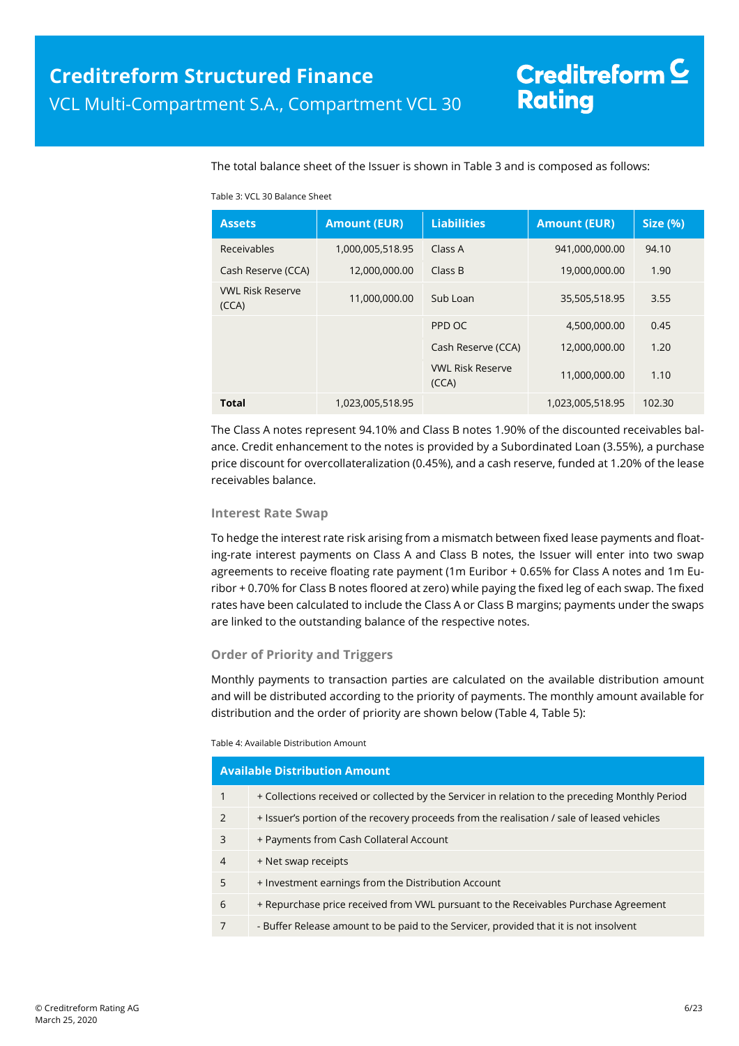The total balance sheet of the Issuer is shown in Table 3 and is composed as follows:

Table 3: VCL 30 Balance Sheet

| Assets | Amount (EUR) | Liabilities | Amount (EUR) | Size (%) |
|---|---|---|---|---|
| Receivables | 1,000,005,518.95 | Class A | 941,000,000.00 | 94.10 |
| Cash Reserve (CCA) | 12,000,000.00 | Class B | 19,000,000.00 | 1.90 |
| VWL Risk Reserve (CCA) | 11,000,000.00 | Sub Loan | 35,505,518.95 | 3.55 |
| | | PPD OC | 4,500,000.00 | 0.45 |
| | | Cash Reserve (CCA) | 12,000,000.00 | 1.20 |
| | | VWL Risk Reserve (CCA) | 11,000,000.00 | 1.10 |
| **Total** | 1,023,005,518.95 | | 1,023,005,518.95 | 102.30 |

The Class A notes represent 94.10% and Class B notes 1.90% of the discounted receivables balance. Credit enhancement to the notes is provided by a Subordinated Loan (3.55%), a purchase price discount for overcollateralization (0.45%), and a cash reserve, funded at 1.20% of the lease receivables balance.

### Interest Rate Swap

To hedge the interest rate risk arising from a mismatch between fixed lease payments and floating-rate interest payments on Class A and Class B notes, the Issuer will enter into two swap agreements to receive floating rate payment (1m Euribor + 0.65% for Class A notes and 1m Euribor + 0.70% for Class B notes floored at zero) while paying the fixed leg of each swap. The fixed rates have been calculated to include the Class A or Class B margins; payments under the swaps are linked to the outstanding balance of the respective notes.

### Order of Priority and Triggers

Monthly payments to transaction parties are calculated on the available distribution amount and will be distributed according to the priority of payments. The monthly amount available for distribution and the order of priority are shown below (Table 4, Table 5):

Table 4: Available Distribution Amount

| Available Distribution Amount | |
|---|---|
| 1 | + Collections received or collected by the Servicer in relation to the preceding Monthly Period |
| 2 | + Issuer's portion of the recovery proceeds from the realisation / sale of leased vehicles |
| 3 | + Payments from Cash Collateral Account |
| 4 | + Net swap receipts |
| 5 | + Investment earnings from the Distribution Account |
| 6 | + Repurchase price received from VWL pursuant to the Receivables Purchase Agreement |
| 7 | - Buffer Release amount to be paid to the Servicer, provided that it is not insolvent |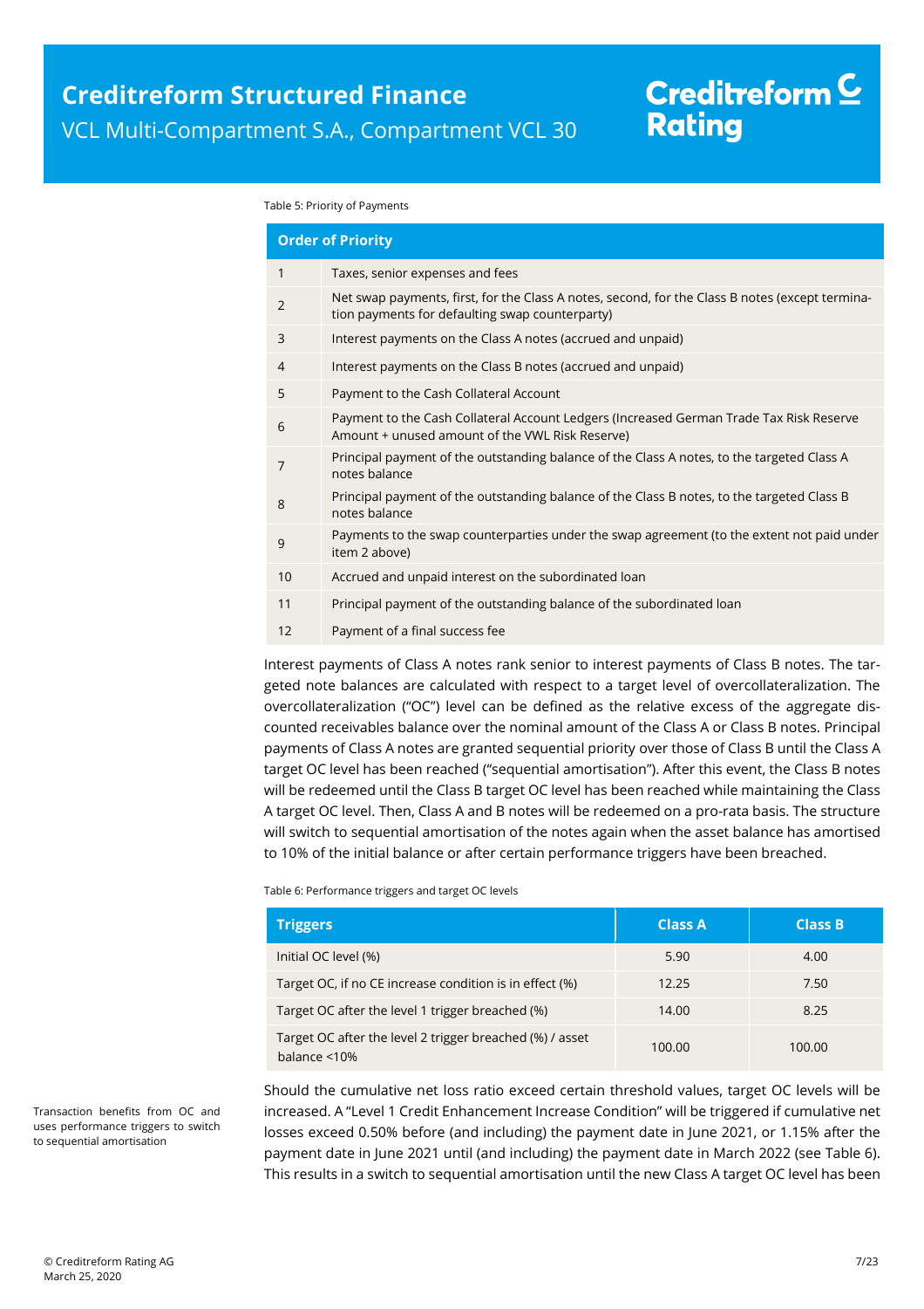Table 5: Priority of Payments

| Order of Priority | |
|---|---|
| 1 | Taxes, senior expenses and fees |
| 2 | Net swap payments, first, for the Class A notes, second, for the Class B notes (except termination payments for defaulting swap counterparty) |
| 3 | Interest payments on the Class A notes (accrued and unpaid) |
| 4 | Interest payments on the Class B notes (accrued and unpaid) |
| 5 | Payment to the Cash Collateral Account |
| 6 | Payment to the Cash Collateral Account Ledgers (Increased German Trade Tax Risk Reserve Amount + unused amount of the VWL Risk Reserve) |
| 7 | Principal payment of the outstanding balance of the Class A notes, to the targeted Class A notes balance |
| 8 | Principal payment of the outstanding balance of the Class B notes, to the targeted Class B notes balance |
| 9 | Payments to the swap counterparties under the swap agreement (to the extent not paid under item 2 above) |
| 10 | Accrued and unpaid interest on the subordinated loan |
| 11 | Principal payment of the outstanding balance of the subordinated loan |
| 12 | Payment of a final success fee |

Interest payments of Class A notes rank senior to interest payments of Class B notes. The targeted note balances are calculated with respect to a target level of overcollateralization. The overcollateralization ("OC") level can be defined as the relative excess of the aggregate discounted receivables balance over the nominal amount of the Class A or Class B notes. Principal payments of Class A notes are granted sequential priority over those of Class B until the Class A target OC level has been reached ("sequential amortisation"). After this event, the Class B notes will be redeemed until the Class B target OC level has been reached while maintaining the Class A target OC level. Then, Class A and B notes will be redeemed on a pro-rata basis. The structure will switch to sequential amortisation of the notes again when the asset balance has amortised to 10% of the initial balance or after certain performance triggers have been breached.

Table 6: Performance triggers and target OC levels

| Triggers | Class A | Class B |
|---|---|---|
| Initial OC level (%) | 5.90 | 4.00 |
| Target OC, if no CE increase condition is in effect (%) | 12.25 | 7.50 |
| Target OC after the level 1 trigger breached (%) | 14.00 | 8.25 |
| Target OC after the level 2 trigger breached (%) / asset balance <10% | 100.00 | 100.00 |

Transaction benefits from OC and uses performance triggers to switch to sequential amortisation

Should the cumulative net loss ratio exceed certain threshold values, target OC levels will be increased. A "Level 1 Credit Enhancement Increase Condition" will be triggered if cumulative net losses exceed 0.50% before (and including) the payment date in June 2021, or 1.15% after the payment date in June 2021 until (and including) the payment date in March 2022 (see Table 6). This results in a switch to sequential amortisation until the new Class A target OC level has been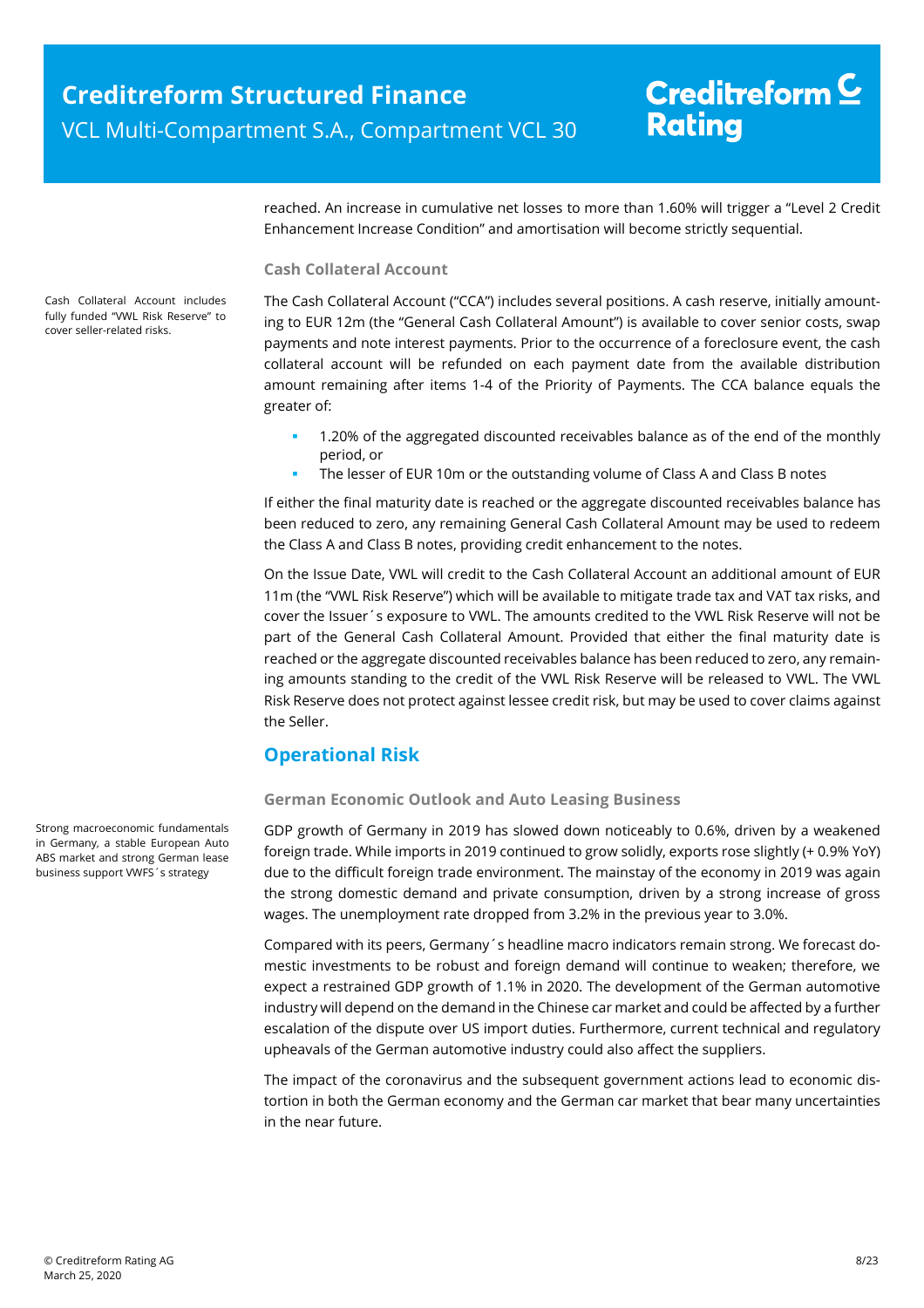reached. An increase in cumulative net losses to more than 1.60% will trigger a "Level 2 Credit Enhancement Increase Condition" and amortisation will become strictly sequential.

### Cash Collateral Account

Cash Collateral Account includes fully funded "VWL Risk Reserve" to cover seller-related risks.

The Cash Collateral Account ("CCA") includes several positions. A cash reserve, initially amounting to EUR 12m (the "General Cash Collateral Amount") is available to cover senior costs, swap payments and note interest payments. Prior to the occurrence of a foreclosure event, the cash collateral account will be refunded on each payment date from the available distribution amount remaining after items 1-4 of the Priority of Payments. The CCA balance equals the greater of:

- 1.20% of the aggregated discounted receivables balance as of the end of the monthly period, or
- The lesser of EUR 10m or the outstanding volume of Class A and Class B notes

If either the final maturity date is reached or the aggregate discounted receivables balance has been reduced to zero, any remaining General Cash Collateral Amount may be used to redeem the Class A and Class B notes, providing credit enhancement to the notes.

On the Issue Date, VWL will credit to the Cash Collateral Account an additional amount of EUR 11m (the "VWL Risk Reserve") which will be available to mitigate trade tax and VAT tax risks, and cover the Issuer´s exposure to VWL. The amounts credited to the VWL Risk Reserve will not be part of the General Cash Collateral Amount. Provided that either the final maturity date is reached or the aggregate discounted receivables balance has been reduced to zero, any remaining amounts standing to the credit of the VWL Risk Reserve will be released to VWL. The VWL Risk Reserve does not protect against lessee credit risk, but may be used to cover claims against the Seller.

## Operational Risk

### German Economic Outlook and Auto Leasing Business

Strong macroeconomic fundamentals in Germany, a stable European Auto ABS market and strong German lease business support VWFS´s strategy

GDP growth of Germany in 2019 has slowed down noticeably to 0.6%, driven by a weakened foreign trade. While imports in 2019 continued to grow solidly, exports rose slightly (+ 0.9% YoY) due to the difficult foreign trade environment. The mainstay of the economy in 2019 was again the strong domestic demand and private consumption, driven by a strong increase of gross wages. The unemployment rate dropped from 3.2% in the previous year to 3.0%.

Compared with its peers, Germany´s headline macro indicators remain strong. We forecast domestic investments to be robust and foreign demand will continue to weaken; therefore, we expect a restrained GDP growth of 1.1% in 2020. The development of the German automotive industry will depend on the demand in the Chinese car market and could be affected by a further escalation of the dispute over US import duties. Furthermore, current technical and regulatory upheavals of the German automotive industry could also affect the suppliers.

The impact of the coronavirus and the subsequent government actions lead to economic distortion in both the German economy and the German car market that bear many uncertainties in the near future.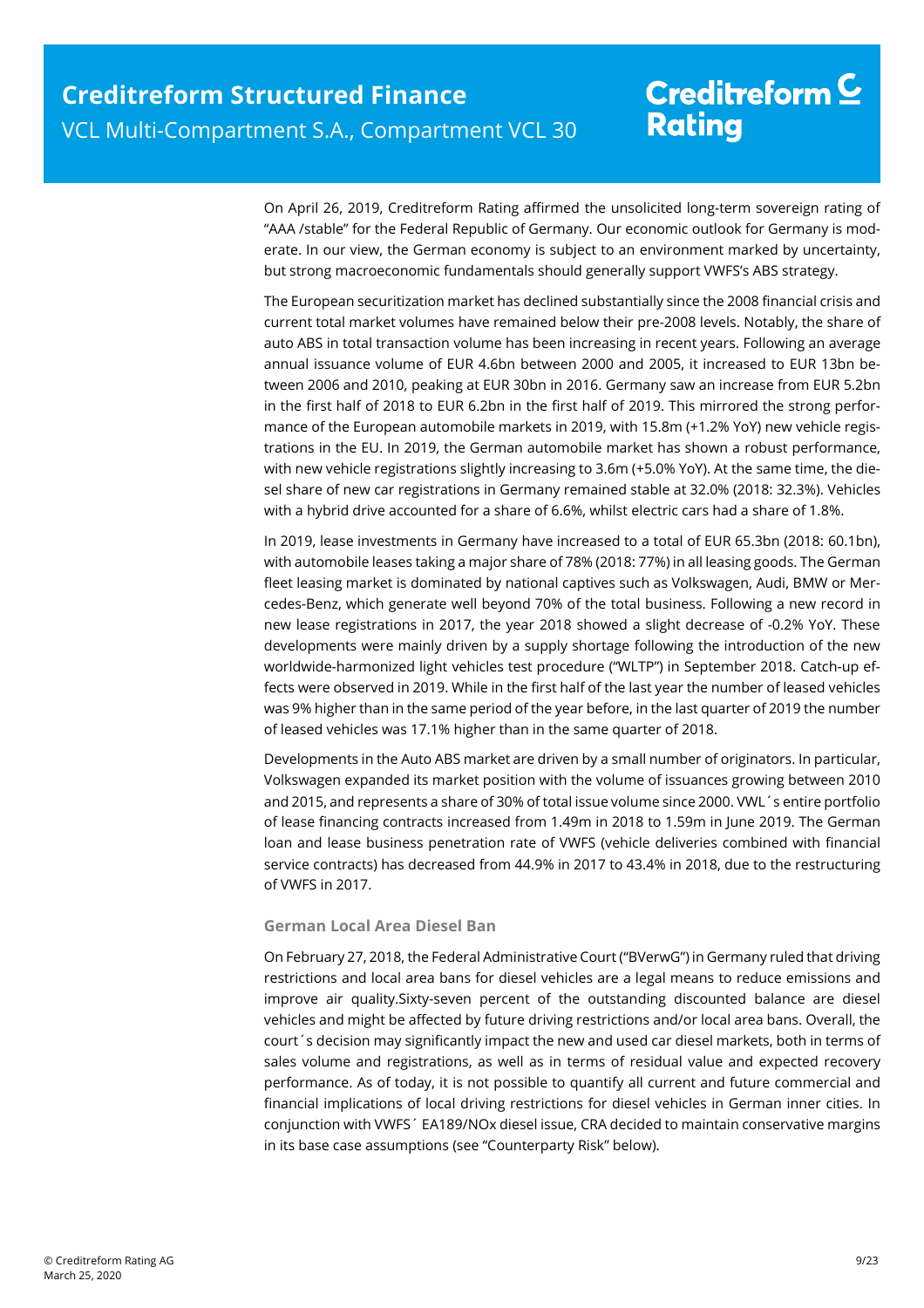On April 26, 2019, Creditreform Rating affirmed the unsolicited long-term sovereign rating of "AAA /stable" for the Federal Republic of Germany. Our economic outlook for Germany is moderate. In our view, the German economy is subject to an environment marked by uncertainty, but strong macroeconomic fundamentals should generally support VWFS's ABS strategy.

The European securitization market has declined substantially since the 2008 financial crisis and current total market volumes have remained below their pre-2008 levels. Notably, the share of auto ABS in total transaction volume has been increasing in recent years. Following an average annual issuance volume of EUR 4.6bn between 2000 and 2005, it increased to EUR 13bn between 2006 and 2010, peaking at EUR 30bn in 2016. Germany saw an increase from EUR 5.2bn in the first half of 2018 to EUR 6.2bn in the first half of 2019. This mirrored the strong performance of the European automobile markets in 2019, with 15.8m (+1.2% YoY) new vehicle registrations in the EU. In 2019, the German automobile market has shown a robust performance, with new vehicle registrations slightly increasing to 3.6m (+5.0% YoY). At the same time, the diesel share of new car registrations in Germany remained stable at 32.0% (2018: 32.3%). Vehicles with a hybrid drive accounted for a share of 6.6%, whilst electric cars had a share of 1.8%.

In 2019, lease investments in Germany have increased to a total of EUR 65.3bn (2018: 60.1bn), with automobile leases taking a major share of 78% (2018: 77%) in all leasing goods. The German fleet leasing market is dominated by national captives such as Volkswagen, Audi, BMW or Mercedes-Benz, which generate well beyond 70% of the total business. Following a new record in new lease registrations in 2017, the year 2018 showed a slight decrease of -0.2% YoY. These developments were mainly driven by a supply shortage following the introduction of the new worldwide-harmonized light vehicles test procedure ("WLTP") in September 2018. Catch-up effects were observed in 2019. While in the first half of the last year the number of leased vehicles was 9% higher than in the same period of the year before, in the last quarter of 2019 the number of leased vehicles was 17.1% higher than in the same quarter of 2018.

Developments in the Auto ABS market are driven by a small number of originators. In particular, Volkswagen expanded its market position with the volume of issuances growing between 2010 and 2015, and represents a share of 30% of total issue volume since 2000. VWL´s entire portfolio of lease financing contracts increased from 1.49m in 2018 to 1.59m in June 2019. The German loan and lease business penetration rate of VWFS (vehicle deliveries combined with financial service contracts) has decreased from 44.9% in 2017 to 43.4% in 2018, due to the restructuring of VWFS in 2017.

### German Local Area Diesel Ban

On February 27, 2018, the Federal Administrative Court ("BVerwG") in Germany ruled that driving restrictions and local area bans for diesel vehicles are a legal means to reduce emissions and improve air quality.Sixty-seven percent of the outstanding discounted balance are diesel vehicles and might be affected by future driving restrictions and/or local area bans. Overall, the court´s decision may significantly impact the new and used car diesel markets, both in terms of sales volume and registrations, as well as in terms of residual value and expected recovery performance. As of today, it is not possible to quantify all current and future commercial and financial implications of local driving restrictions for diesel vehicles in German inner cities. In conjunction with VWFS´ EA189/NOx diesel issue, CRA decided to maintain conservative margins in its base case assumptions (see "Counterparty Risk" below).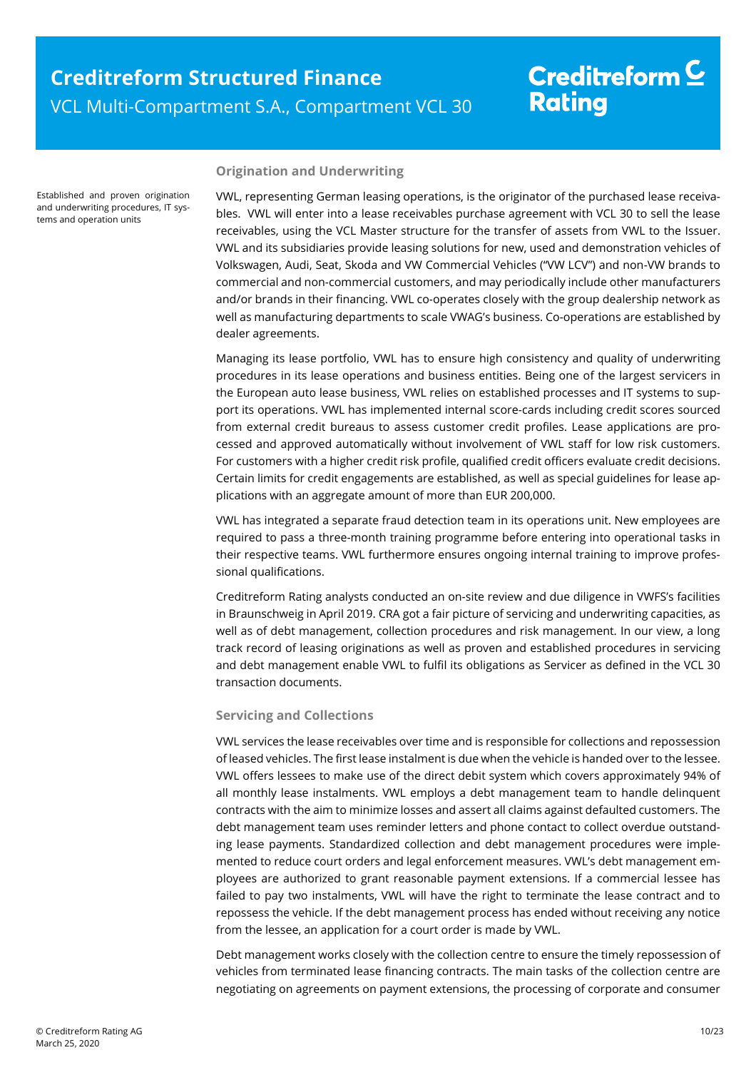### Origination and Underwriting

Established and proven origination and underwriting procedures, IT systems and operation units

VWL, representing German leasing operations, is the originator of the purchased lease receivables. VWL will enter into a lease receivables purchase agreement with VCL 30 to sell the lease receivables, using the VCL Master structure for the transfer of assets from VWL to the Issuer. VWL and its subsidiaries provide leasing solutions for new, used and demonstration vehicles of Volkswagen, Audi, Seat, Skoda and VW Commercial Vehicles ("VW LCV") and non-VW brands to commercial and non-commercial customers, and may periodically include other manufacturers and/or brands in their financing. VWL co-operates closely with the group dealership network as well as manufacturing departments to scale VWAG's business. Co-operations are established by dealer agreements.

Managing its lease portfolio, VWL has to ensure high consistency and quality of underwriting procedures in its lease operations and business entities. Being one of the largest servicers in the European auto lease business, VWL relies on established processes and IT systems to support its operations. VWL has implemented internal score-cards including credit scores sourced from external credit bureaus to assess customer credit profiles. Lease applications are processed and approved automatically without involvement of VWL staff for low risk customers. For customers with a higher credit risk profile, qualified credit officers evaluate credit decisions. Certain limits for credit engagements are established, as well as special guidelines for lease applications with an aggregate amount of more than EUR 200,000.

VWL has integrated a separate fraud detection team in its operations unit. New employees are required to pass a three-month training programme before entering into operational tasks in their respective teams. VWL furthermore ensures ongoing internal training to improve professional qualifications.

Creditreform Rating analysts conducted an on-site review and due diligence in VWFS's facilities in Braunschweig in April 2019. CRA got a fair picture of servicing and underwriting capacities, as well as of debt management, collection procedures and risk management. In our view, a long track record of leasing originations as well as proven and established procedures in servicing and debt management enable VWL to fulfil its obligations as Servicer as defined in the VCL 30 transaction documents.

### Servicing and Collections

VWL services the lease receivables over time and is responsible for collections and repossession of leased vehicles. The first lease instalment is due when the vehicle is handed over to the lessee. VWL offers lessees to make use of the direct debit system which covers approximately 94% of all monthly lease instalments. VWL employs a debt management team to handle delinquent contracts with the aim to minimize losses and assert all claims against defaulted customers. The debt management team uses reminder letters and phone contact to collect overdue outstanding lease payments. Standardized collection and debt management procedures were implemented to reduce court orders and legal enforcement measures. VWL's debt management employees are authorized to grant reasonable payment extensions. If a commercial lessee has failed to pay two instalments, VWL will have the right to terminate the lease contract and to repossess the vehicle. If the debt management process has ended without receiving any notice from the lessee, an application for a court order is made by VWL.

Debt management works closely with the collection centre to ensure the timely repossession of vehicles from terminated lease financing contracts. The main tasks of the collection centre are negotiating on agreements on payment extensions, the processing of corporate and consumer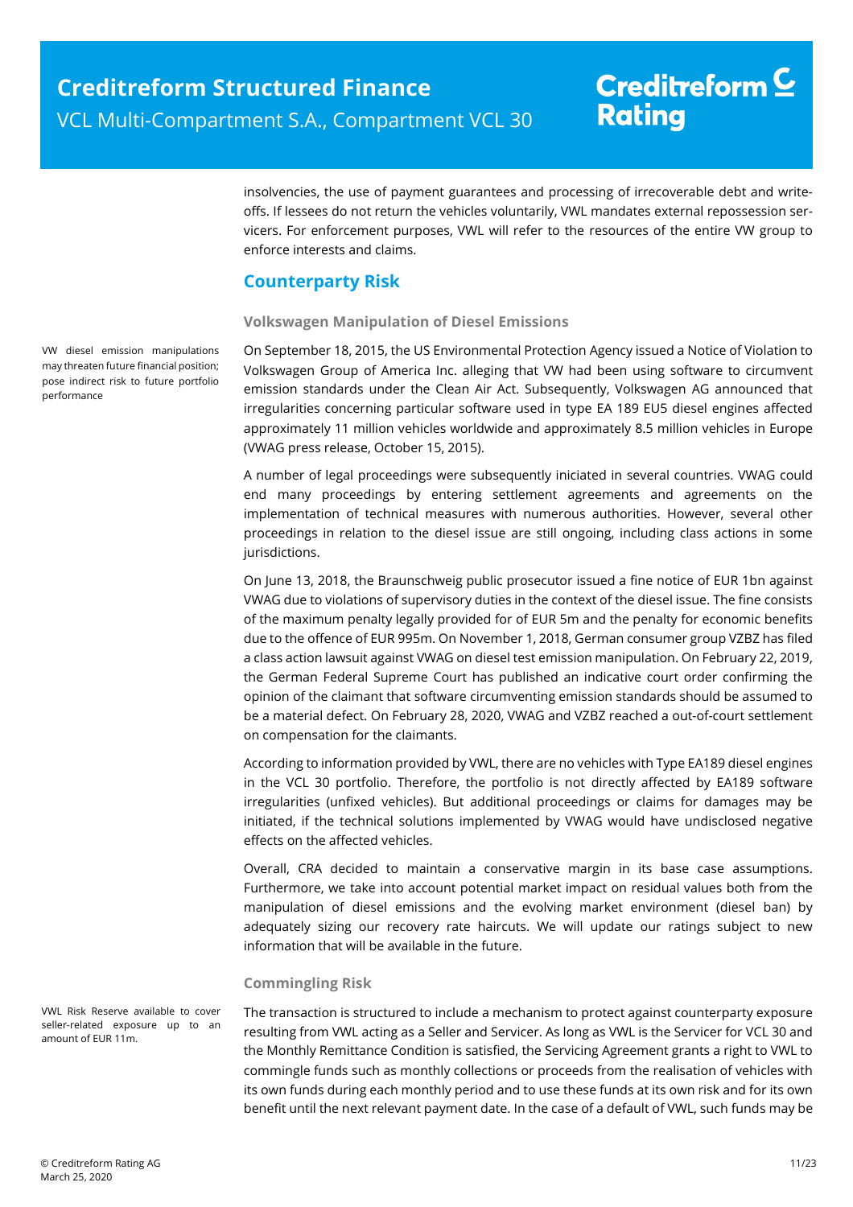insolvencies, the use of payment guarantees and processing of irrecoverable debt and write-offs. If lessees do not return the vehicles voluntarily, VWL mandates external repossession servicers. For enforcement purposes, VWL will refer to the resources of the entire VW group to enforce interests and claims.

## Counterparty Risk

### Volkswagen Manipulation of Diesel Emissions

VW diesel emission manipulations may threaten future financial position; pose indirect risk to future portfolio performance

On September 18, 2015, the US Environmental Protection Agency issued a Notice of Violation to Volkswagen Group of America Inc. alleging that VW had been using software to circumvent emission standards under the Clean Air Act. Subsequently, Volkswagen AG announced that irregularities concerning particular software used in type EA 189 EU5 diesel engines affected approximately 11 million vehicles worldwide and approximately 8.5 million vehicles in Europe (VWAG press release, October 15, 2015).

A number of legal proceedings were subsequently iniciated in several countries. VWAG could end many proceedings by entering settlement agreements and agreements on the implementation of technical measures with numerous authorities. However, several other proceedings in relation to the diesel issue are still ongoing, including class actions in some jurisdictions.

On June 13, 2018, the Braunschweig public prosecutor issued a fine notice of EUR 1bn against VWAG due to violations of supervisory duties in the context of the diesel issue. The fine consists of the maximum penalty legally provided for of EUR 5m and the penalty for economic benefits due to the offence of EUR 995m. On November 1, 2018, German consumer group VZBZ has filed a class action lawsuit against VWAG on diesel test emission manipulation. On February 22, 2019, the German Federal Supreme Court has published an indicative court order confirming the opinion of the claimant that software circumventing emission standards should be assumed to be a material defect. On February 28, 2020, VWAG and VZBZ reached a out-of-court settlement on compensation for the claimants.

According to information provided by VWL, there are no vehicles with Type EA189 diesel engines in the VCL 30 portfolio. Therefore, the portfolio is not directly affected by EA189 software irregularities (unfixed vehicles). But additional proceedings or claims for damages may be initiated, if the technical solutions implemented by VWAG would have undisclosed negative effects on the affected vehicles.

Overall, CRA decided to maintain a conservative margin in its base case assumptions. Furthermore, we take into account potential market impact on residual values both from the manipulation of diesel emissions and the evolving market environment (diesel ban) by adequately sizing our recovery rate haircuts. We will update our ratings subject to new information that will be available in the future.

### Commingling Risk

VWL Risk Reserve available to cover seller-related exposure up to an amount of EUR 11m.

The transaction is structured to include a mechanism to protect against counterparty exposure resulting from VWL acting as a Seller and Servicer. As long as VWL is the Servicer for VCL 30 and the Monthly Remittance Condition is satisfied, the Servicing Agreement grants a right to VWL to commingle funds such as monthly collections or proceeds from the realisation of vehicles with its own funds during each monthly period and to use these funds at its own risk and for its own benefit until the next relevant payment date. In the case of a default of VWL, such funds may be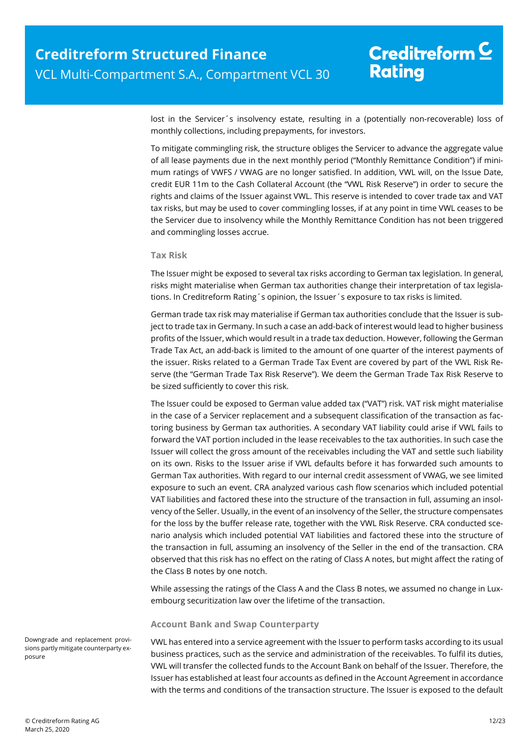lost in the Servicer´s insolvency estate, resulting in a (potentially non-recoverable) loss of monthly collections, including prepayments, for investors.

To mitigate commingling risk, the structure obliges the Servicer to advance the aggregate value of all lease payments due in the next monthly period ("Monthly Remittance Condition") if minimum ratings of VWFS / VWAG are no longer satisfied. In addition, VWL will, on the Issue Date, credit EUR 11m to the Cash Collateral Account (the "VWL Risk Reserve") in order to secure the rights and claims of the Issuer against VWL. This reserve is intended to cover trade tax and VAT tax risks, but may be used to cover commingling losses, if at any point in time VWL ceases to be the Servicer due to insolvency while the Monthly Remittance Condition has not been triggered and commingling losses accrue.

### Tax Risk

The Issuer might be exposed to several tax risks according to German tax legislation. In general, risks might materialise when German tax authorities change their interpretation of tax legislations. In Creditreform Rating´s opinion, the Issuer´s exposure to tax risks is limited.

German trade tax risk may materialise if German tax authorities conclude that the Issuer is subject to trade tax in Germany. In such a case an add-back of interest would lead to higher business profits of the Issuer, which would result in a trade tax deduction. However, following the German Trade Tax Act, an add-back is limited to the amount of one quarter of the interest payments of the issuer. Risks related to a German Trade Tax Event are covered by part of the VWL Risk Reserve (the "German Trade Tax Risk Reserve"). We deem the German Trade Tax Risk Reserve to be sized sufficiently to cover this risk.

The Issuer could be exposed to German value added tax ("VAT") risk. VAT risk might materialise in the case of a Servicer replacement and a subsequent classification of the transaction as factoring business by German tax authorities. A secondary VAT liability could arise if VWL fails to forward the VAT portion included in the lease receivables to the tax authorities. In such case the Issuer will collect the gross amount of the receivables including the VAT and settle such liability on its own. Risks to the Issuer arise if VWL defaults before it has forwarded such amounts to German Tax authorities. With regard to our internal credit assessment of VWAG, we see limited exposure to such an event. CRA analyzed various cash flow scenarios which included potential VAT liabilities and factored these into the structure of the transaction in full, assuming an insolvency of the Seller. Usually, in the event of an insolvency of the Seller, the structure compensates for the loss by the buffer release rate, together with the VWL Risk Reserve. CRA conducted scenario analysis which included potential VAT liabilities and factored these into the structure of the transaction in full, assuming an insolvency of the Seller in the end of the transaction. CRA observed that this risk has no effect on the rating of Class A notes, but might affect the rating of the Class B notes by one notch.

While assessing the ratings of the Class A and the Class B notes, we assumed no change in Luxembourg securitization law over the lifetime of the transaction.

### Account Bank and Swap Counterparty

Downgrade and replacement provisions partly mitigate counterparty exposure

VWL has entered into a service agreement with the Issuer to perform tasks according to its usual business practices, such as the service and administration of the receivables. To fulfil its duties, VWL will transfer the collected funds to the Account Bank on behalf of the Issuer. Therefore, the Issuer has established at least four accounts as defined in the Account Agreement in accordance with the terms and conditions of the transaction structure. The Issuer is exposed to the default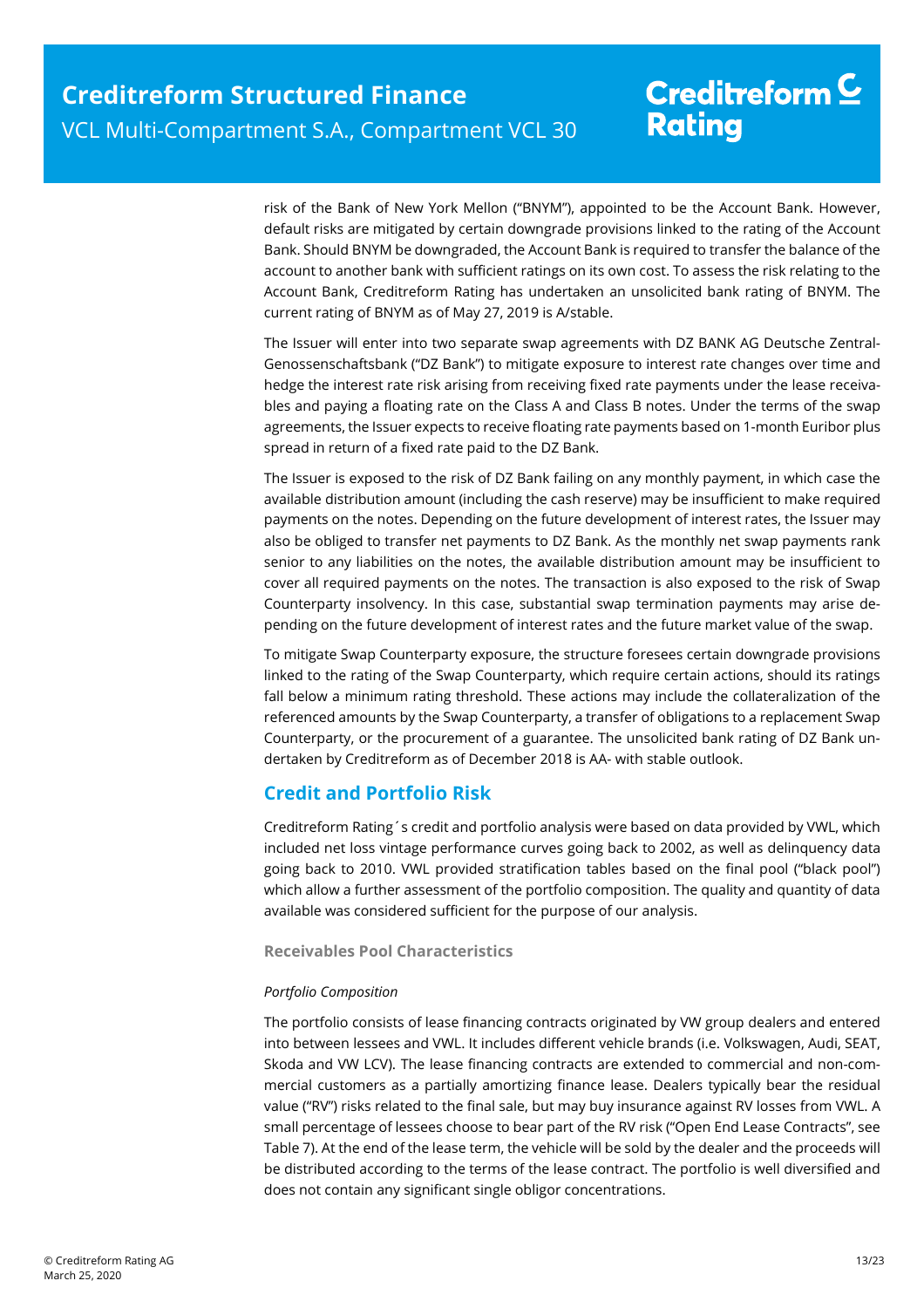risk of the Bank of New York Mellon ("BNYM"), appointed to be the Account Bank. However, default risks are mitigated by certain downgrade provisions linked to the rating of the Account Bank. Should BNYM be downgraded, the Account Bank is required to transfer the balance of the account to another bank with sufficient ratings on its own cost. To assess the risk relating to the Account Bank, Creditreform Rating has undertaken an unsolicited bank rating of BNYM. The current rating of BNYM as of May 27, 2019 is A/stable.

The Issuer will enter into two separate swap agreements with DZ BANK AG Deutsche Zentral-Genossenschaftsbank ("DZ Bank") to mitigate exposure to interest rate changes over time and hedge the interest rate risk arising from receiving fixed rate payments under the lease receivables and paying a floating rate on the Class A and Class B notes. Under the terms of the swap agreements, the Issuer expects to receive floating rate payments based on 1-month Euribor plus spread in return of a fixed rate paid to the DZ Bank.

The Issuer is exposed to the risk of DZ Bank failing on any monthly payment, in which case the available distribution amount (including the cash reserve) may be insufficient to make required payments on the notes. Depending on the future development of interest rates, the Issuer may also be obliged to transfer net payments to DZ Bank. As the monthly net swap payments rank senior to any liabilities on the notes, the available distribution amount may be insufficient to cover all required payments on the notes. The transaction is also exposed to the risk of Swap Counterparty insolvency. In this case, substantial swap termination payments may arise depending on the future development of interest rates and the future market value of the swap.

To mitigate Swap Counterparty exposure, the structure foresees certain downgrade provisions linked to the rating of the Swap Counterparty, which require certain actions, should its ratings fall below a minimum rating threshold. These actions may include the collateralization of the referenced amounts by the Swap Counterparty, a transfer of obligations to a replacement Swap Counterparty, or the procurement of a guarantee. The unsolicited bank rating of DZ Bank undertaken by Creditreform as of December 2018 is AA- with stable outlook.

## Credit and Portfolio Risk

Creditreform Rating´s credit and portfolio analysis were based on data provided by VWL, which included net loss vintage performance curves going back to 2002, as well as delinquency data going back to 2010. VWL provided stratification tables based on the final pool ("black pool") which allow a further assessment of the portfolio composition. The quality and quantity of data available was considered sufficient for the purpose of our analysis.

### Receivables Pool Characteristics

*Portfolio Composition*

The portfolio consists of lease financing contracts originated by VW group dealers and entered into between lessees and VWL. It includes different vehicle brands (i.e. Volkswagen, Audi, SEAT, Skoda and VW LCV). The lease financing contracts are extended to commercial and non-commercial customers as a partially amortizing finance lease. Dealers typically bear the residual value ("RV") risks related to the final sale, but may buy insurance against RV losses from VWL. A small percentage of lessees choose to bear part of the RV risk ("Open End Lease Contracts", see Table 7). At the end of the lease term, the vehicle will be sold by the dealer and the proceeds will be distributed according to the terms of the lease contract. The portfolio is well diversified and does not contain any significant single obligor concentrations.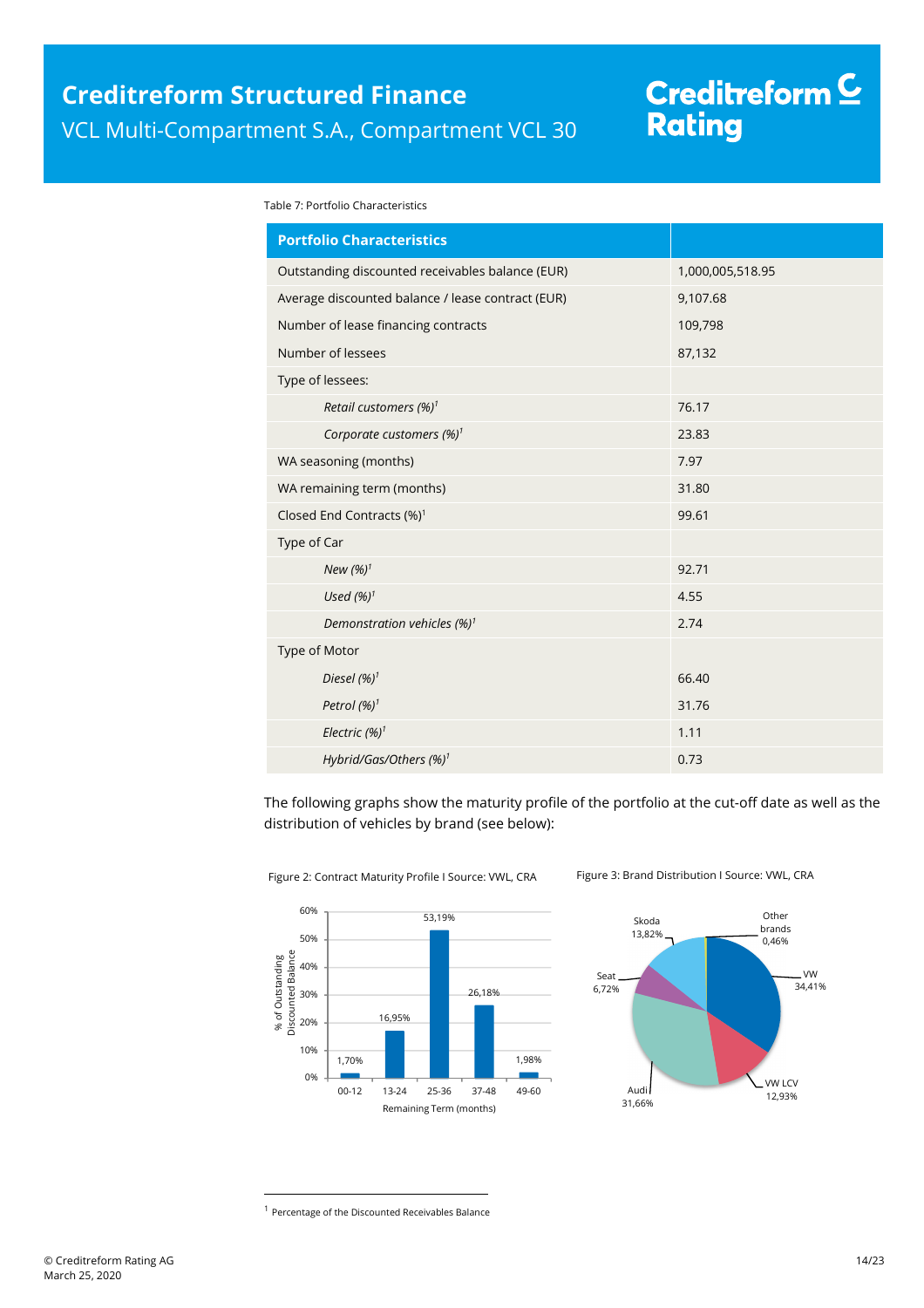Table 7: Portfolio Characteristics

| Portfolio Characteristics | |
|---|---|
| Outstanding discounted receivables balance (EUR) | 1,000,005,518.95 |
| Average discounted balance / lease contract (EUR) | 9,107.68 |
| Number of lease financing contracts | 109,798 |
| Number of lessees | 87,132 |
| Type of lessees: | |
| *Retail customers (%)*[1] | 76.17 |
| *Corporate customers (%)*[1] | 23.83 |
| WA seasoning (months) | 7.97 |
| WA remaining term (months) | 31.80 |
| Closed End Contracts (%)[1] | 99.61 |
| Type of Car | |
| *New (%)*[1] | 92.71 |
| *Used (%)*[1] | 4.55 |
| *Demonstration vehicles (%)*[1] | 2.74 |
| Type of Motor | |
| *Diesel (%)*[1] | 66.40 |
| *Petrol (%)*[1] | 31.76 |
| *Electric (%)*[1] | 1.11 |
| *Hybrid/Gas/Others (%)*[1] | 0.73 |

The following graphs show the maturity profile of the portfolio at the cut-off date as well as the distribution of vehicles by brand (see below):

Figure 2: Contract Maturity Profile I Source: VWL, CRA

Figure 3: Brand Distribution I Source: VWL, CRA

[1] Percentage of the Discounted Receivables Balance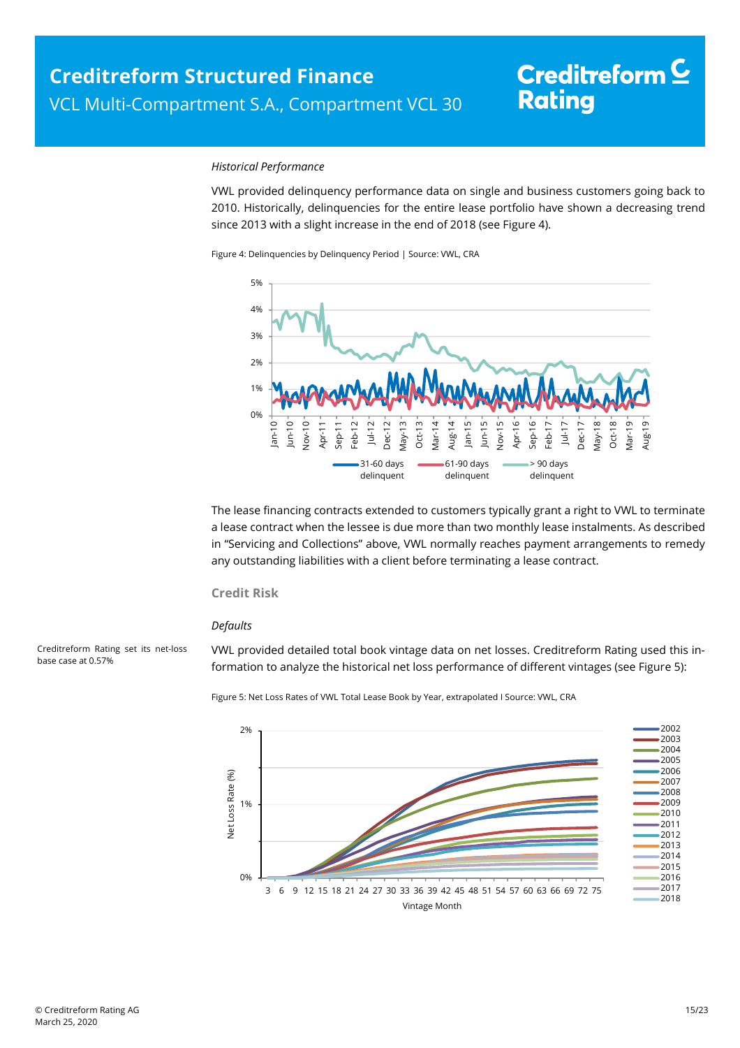*Historical Performance*

VWL provided delinquency performance data on single and business customers going back to 2010. Historically, delinquencies for the entire lease portfolio have shown a decreasing trend since 2013 with a slight increase in the end of 2018 (see Figure 4).

Figure 4: Delinquencies by Delinquency Period | Source: VWL, CRA

The lease financing contracts extended to customers typically grant a right to VWL to terminate a lease contract when the lessee is due more than two monthly lease instalments. As described in "Servicing and Collections" above, VWL normally reaches payment arrangements to remedy any outstanding liabilities with a client before terminating a lease contract.

## Credit Risk

*Defaults*

Creditreform Rating set its net-loss base case at 0.57%

VWL provided detailed total book vintage data on net losses. Creditreform Rating used this information to analyze the historical net loss performance of different vintages (see Figure 5):

Figure 5: Net Loss Rates of VWL Total Lease Book by Year, extrapolated I Source: VWL, CRA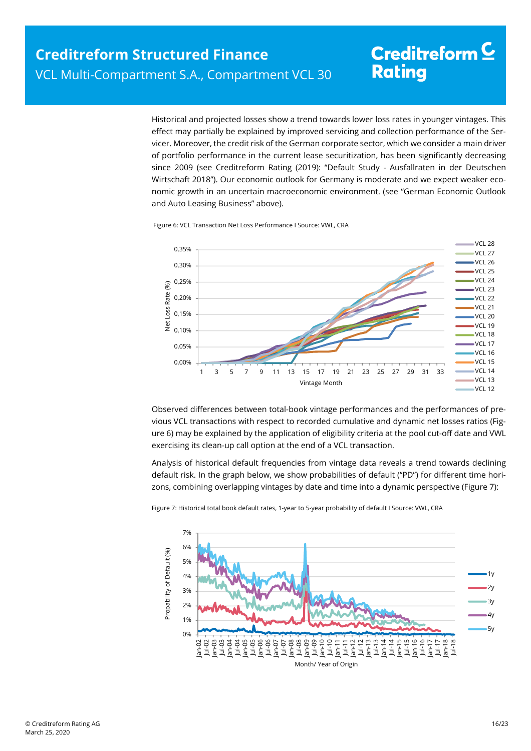Historical and projected losses show a trend towards lower loss rates in younger vintages. This effect may partially be explained by improved servicing and collection performance of the Servicer. Moreover, the credit risk of the German corporate sector, which we consider a main driver of portfolio performance in the current lease securitization, has been significantly decreasing since 2009 (see Creditreform Rating (2019): "Default Study - Ausfallraten in der Deutschen Wirtschaft 2018"). Our economic outlook for Germany is moderate and we expect weaker economic growth in an uncertain macroeconomic environment. (see "German Economic Outlook and Auto Leasing Business" above).

Figure 6: VCL Transaction Net Loss Performance I Source: VWL, CRA

Observed differences between total-book vintage performances and the performances of previous VCL transactions with respect to recorded cumulative and dynamic net losses ratios (Figure 6) may be explained by the application of eligibility criteria at the pool cut-off date and VWL exercising its clean-up call option at the end of a VCL transaction.

Analysis of historical default frequencies from vintage data reveals a trend towards declining default risk. In the graph below, we show probabilities of default ("PD") for different time horizons, combining overlapping vintages by date and time into a dynamic perspective (Figure 7):

Figure 7: Historical total book default rates, 1-year to 5-year probability of default I Source: VWL, CRA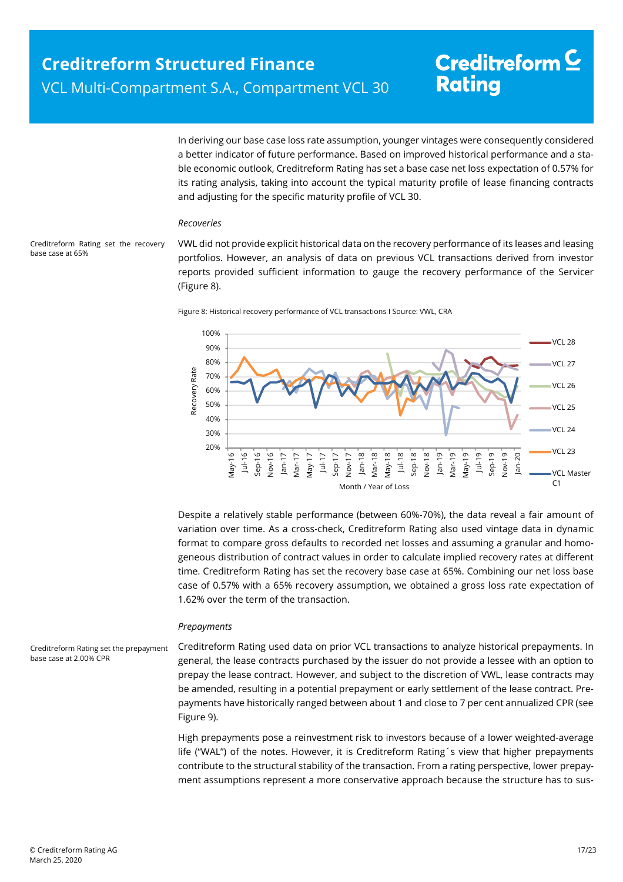In deriving our base case loss rate assumption, younger vintages were consequently considered a better indicator of future performance. Based on improved historical performance and a stable economic outlook, Creditreform Rating has set a base case net loss expectation of 0.57% for its rating analysis, taking into account the typical maturity profile of lease financing contracts and adjusting for the specific maturity profile of VCL 30.

*Recoveries*

Creditreform Rating set the recovery base case at 65%

VWL did not provide explicit historical data on the recovery performance of its leases and leasing portfolios. However, an analysis of data on previous VCL transactions derived from investor reports provided sufficient information to gauge the recovery performance of the Servicer (Figure 8).

Figure 8: Historical recovery performance of VCL transactions I Source: VWL, CRA

Despite a relatively stable performance (between 60%-70%), the data reveal a fair amount of variation over time. As a cross-check, Creditreform Rating also used vintage data in dynamic format to compare gross defaults to recorded net losses and assuming a granular and homogeneous distribution of contract values in order to calculate implied recovery rates at different time. Creditreform Rating has set the recovery base case at 65%. Combining our net loss base case of 0.57% with a 65% recovery assumption, we obtained a gross loss rate expectation of 1.62% over the term of the transaction.

*Prepayments*

Creditreform Rating set the prepayment base case at 2.00% CPR

Creditreform Rating used data on prior VCL transactions to analyze historical prepayments. In general, the lease contracts purchased by the issuer do not provide a lessee with an option to prepay the lease contract. However, and subject to the discretion of VWL, lease contracts may be amended, resulting in a potential prepayment or early settlement of the lease contract. Prepayments have historically ranged between about 1 and close to 7 per cent annualized CPR (see Figure 9).

High prepayments pose a reinvestment risk to investors because of a lower weighted-average life ("WAL") of the notes. However, it is Creditreform Rating´s view that higher prepayments contribute to the structural stability of the transaction. From a rating perspective, lower prepayment assumptions represent a more conservative approach because the structure has to sus-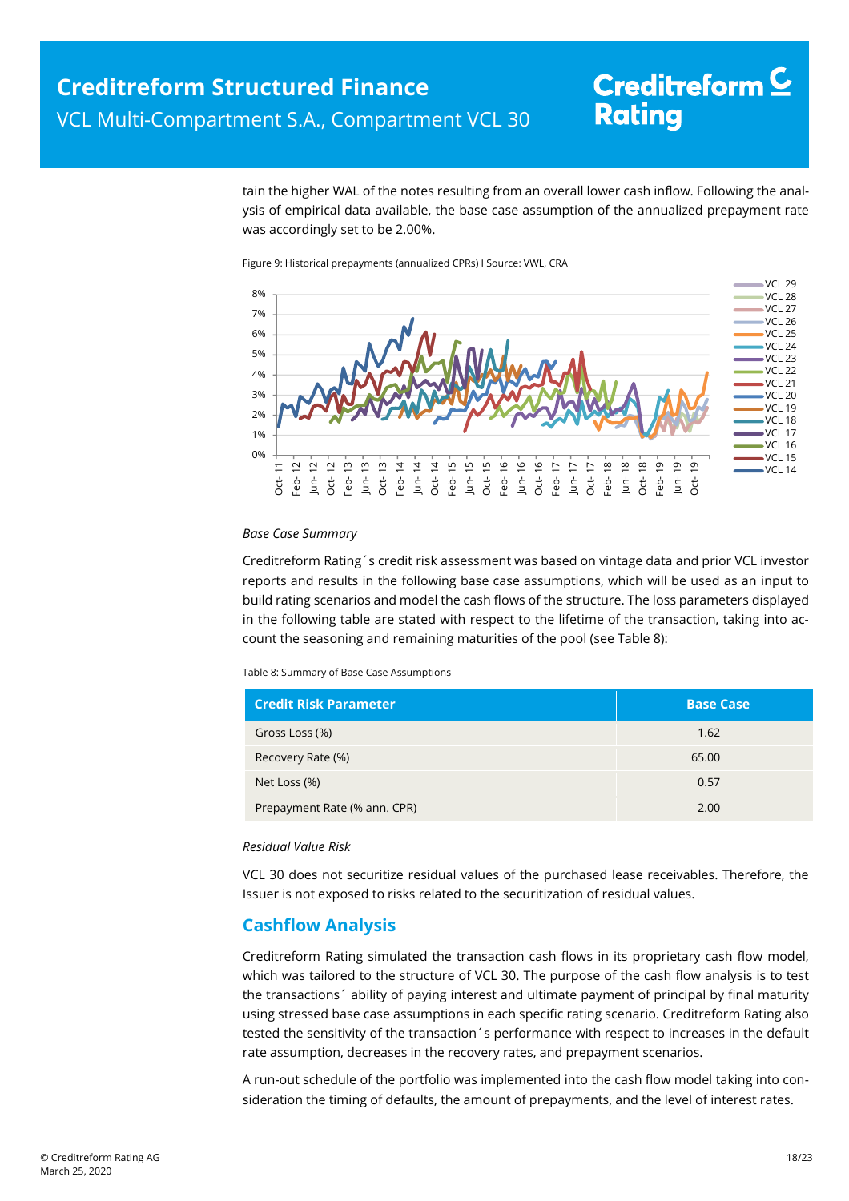tain the higher WAL of the notes resulting from an overall lower cash inflow. Following the analysis of empirical data available, the base case assumption of the annualized prepayment rate was accordingly set to be 2.00%.

Figure 9: Historical prepayments (annualized CPRs) I Source: VWL, CRA

*Base Case Summary*

Creditreform Rating´s credit risk assessment was based on vintage data and prior VCL investor reports and results in the following base case assumptions, which will be used as an input to build rating scenarios and model the cash flows of the structure. The loss parameters displayed in the following table are stated with respect to the lifetime of the transaction, taking into account the seasoning and remaining maturities of the pool (see Table 8):

Table 8: Summary of Base Case Assumptions

| Credit Risk Parameter | Base Case |
|---|---|
| Gross Loss (%) | 1.62 |
| Recovery Rate (%) | 65.00 |
| Net Loss (%) | 0.57 |
| Prepayment Rate (% ann. CPR) | 2.00 |

*Residual Value Risk*

VCL 30 does not securitize residual values of the purchased lease receivables. Therefore, the Issuer is not exposed to risks related to the securitization of residual values.

## Cashflow Analysis

Creditreform Rating simulated the transaction cash flows in its proprietary cash flow model, which was tailored to the structure of VCL 30. The purpose of the cash flow analysis is to test the transactions´ ability of paying interest and ultimate payment of principal by final maturity using stressed base case assumptions in each specific rating scenario. Creditreform Rating also tested the sensitivity of the transaction´s performance with respect to increases in the default rate assumption, decreases in the recovery rates, and prepayment scenarios.

A run-out schedule of the portfolio was implemented into the cash flow model taking into consideration the timing of defaults, the amount of prepayments, and the level of interest rates.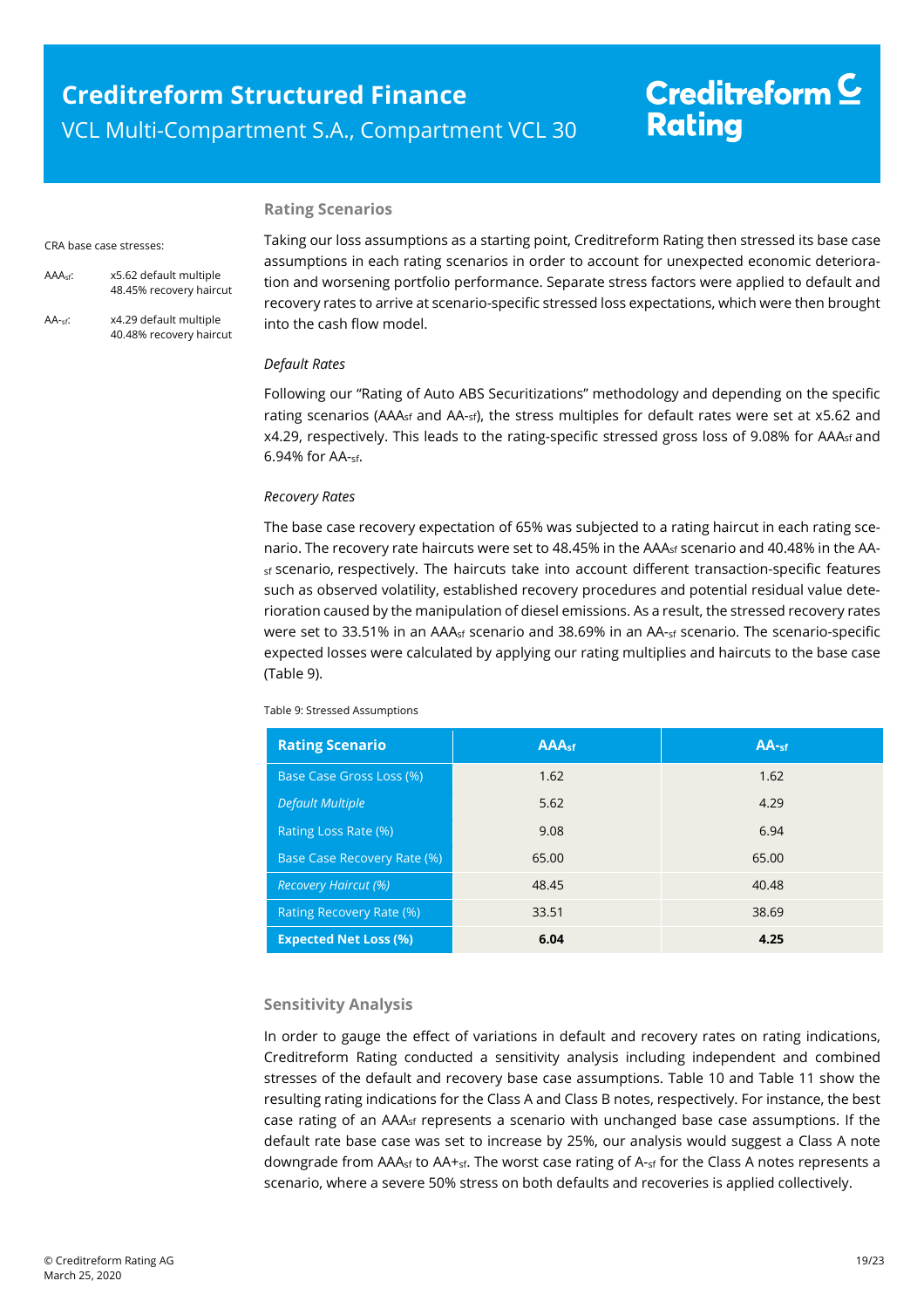## Rating Scenarios

CRA base case stresses:

$AAA_{sf}$: x5.62 default multiple 48.45% recovery haircut

$AA-_{sf}$: x4.29 default multiple 40.48% recovery haircut

Taking our loss assumptions as a starting point, Creditreform Rating then stressed its base case assumptions in each rating scenarios in order to account for unexpected economic deterioration and worsening portfolio performance. Separate stress factors were applied to default and recovery rates to arrive at scenario-specific stressed loss expectations, which were then brought into the cash flow model.

*Default Rates*

Following our "Rating of Auto ABS Securitizations" methodology and depending on the specific rating scenarios ($AAA_{sf}$ and $AA-_{sf}$), the stress multiples for default rates were set at x5.62 and x4.29, respectively. This leads to the rating-specific stressed gross loss of 9.08% for $AAA_{sf}$ and 6.94% for $AA-_{sf}$.

*Recovery Rates*

The base case recovery expectation of 65% was subjected to a rating haircut in each rating scenario. The recovery rate haircuts were set to 48.45% in the $AAA_{sf}$ scenario and 40.48% in the $AA-_{sf}$ scenario, respectively. The haircuts take into account different transaction-specific features such as observed volatility, established recovery procedures and potential residual value deterioration caused by the manipulation of diesel emissions. As a result, the stressed recovery rates were set to 33.51% in an $AAA_{sf}$ scenario and 38.69% in an $AA-_{sf}$ scenario. The scenario-specific expected losses were calculated by applying our rating multiples and haircuts to the base case (Table 9).

Table 9: Stressed Assumptions

| Rating Scenario | $AAA_{sf}$ | $AA-_{sf}$ |
|---|---|---|
| Base Case Gross Loss (%) | 1.62 | 1.62 |
| *Default Multiple* | 5.62 | 4.29 |
| Rating Loss Rate (%) | 9.08 | 6.94 |
| Base Case Recovery Rate (%) | 65.00 | 65.00 |
| *Recovery Haircut (%)* | 48.45 | 40.48 |
| Rating Recovery Rate (%) | 33.51 | 38.69 |
| **Expected Net Loss (%)** | **6.04** | **4.25** |

## Sensitivity Analysis

In order to gauge the effect of variations in default and recovery rates on rating indications, Creditreform Rating conducted a sensitivity analysis including independent and combined stresses of the default and recovery base case assumptions. Table 10 and Table 11 show the resulting rating indications for the Class A and Class B notes, respectively. For instance, the best case rating of an $AAA_{sf}$ represents a scenario with unchanged base case assumptions. If the default rate base case was set to increase by 25%, our analysis would suggest a Class A note downgrade from $AAA_{sf}$ to $AA+_{sf}$. The worst case rating of $A-_{sf}$ for the Class A notes represents a scenario, where a severe 50% stress on both defaults and recoveries is applied collectively.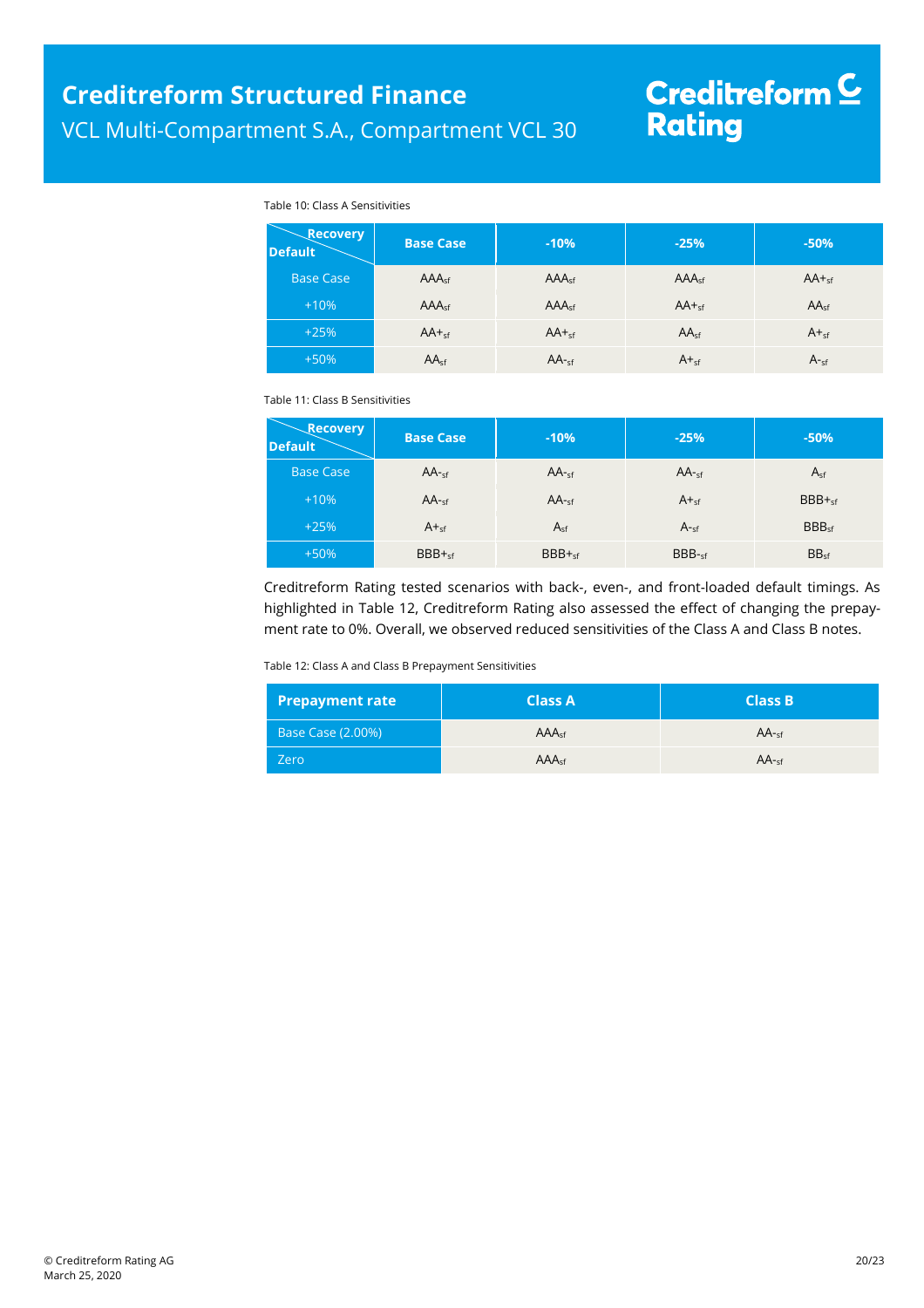Table 10: Class A Sensitivities

| Default \ Recovery | Base Case | -10% | -25% | -50% |
| --- | --- | --- | --- | --- |
| Base Case | $AAA_{sf}$ | $AAA_{sf}$ | $AAA_{sf}$ | $AA+_{sf}$ |
| +10% | $AAA_{sf}$ | $AAA_{sf}$ | $AA+_{sf}$ | $AA_{sf}$ |
| +25% | $AA+_{sf}$ | $AA+_{sf}$ | $AA_{sf}$ | $A+_{sf}$ |
| +50% | $AA_{sf}$ | $AA-_{sf}$ | $A+_{sf}$ | $A-_{sf}$ |

Table 11: Class B Sensitivities

| Default \ Recovery | Base Case | -10% | -25% | -50% |
| --- | --- | --- | --- | --- |
| Base Case | $AA-_{sf}$ | $AA-_{sf}$ | $AA-_{sf}$ | $A_{sf}$ |
| +10% | $AA-_{sf}$ | $AA-_{sf}$ | $A+_{sf}$ | $BBB+_{sf}$ |
| +25% | $A+_{sf}$ | $A_{sf}$ | $A-_{sf}$ | $BBB_{sf}$ |
| +50% | $BBB+_{sf}$ | $BBB+_{sf}$ | $BBB-_{sf}$ | $BB_{sf}$ |

Creditreform Rating tested scenarios with back-, even-, and front-loaded default timings. As highlighted in Table 12, Creditreform Rating also assessed the effect of changing the prepayment rate to 0%. Overall, we observed reduced sensitivities of the Class A and Class B notes.

Table 12: Class A and Class B Prepayment Sensitivities

| Prepayment rate | Class A | Class B |
| --- | --- | --- |
| Base Case (2.00%) | $AAA_{sf}$ | $AA-_{sf}$ |
| Zero | $AAA_{sf}$ | $AA-_{sf}$ |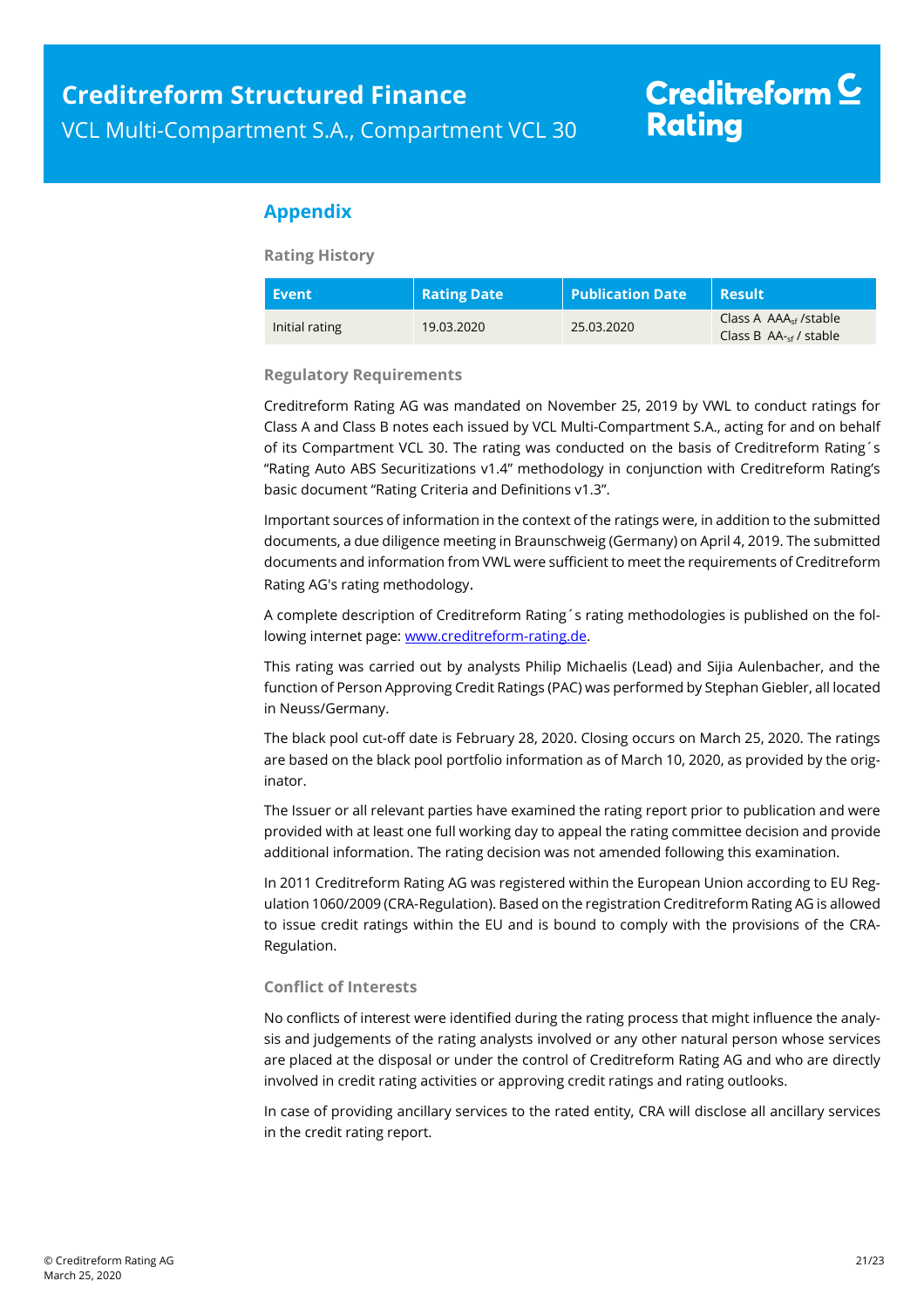## Appendix

### Rating History

| Event | Rating Date | Publication Date | Result |
|---|---|---|---|
| Initial rating | 19.03.2020 | 25.03.2020 | Class A $AAA_{sf}$ /stable<br>Class B $AA-_{sf}$ / stable |

### Regulatory Requirements

Creditreform Rating AG was mandated on November 25, 2019 by VWL to conduct ratings for Class A and Class B notes each issued by VCL Multi-Compartment S.A., acting for and on behalf of its Compartment VCL 30. The rating was conducted on the basis of Creditreform Rating´s "Rating Auto ABS Securitizations v1.4" methodology in conjunction with Creditreform Rating's basic document "Rating Criteria and Definitions v1.3".

Important sources of information in the context of the ratings were, in addition to the submitted documents, a due diligence meeting in Braunschweig (Germany) on April 4, 2019. The submitted documents and information from VWL were sufficient to meet the requirements of Creditreform Rating AG's rating methodology.

A complete description of Creditreform Rating´s rating methodologies is published on the following internet page: [www.creditreform-rating.de](www.creditreform-rating.de).

This rating was carried out by analysts Philip Michaelis (Lead) and Sijia Aulenbacher, and the function of Person Approving Credit Ratings (PAC) was performed by Stephan Giebler, all located in Neuss/Germany.

The black pool cut-off date is February 28, 2020. Closing occurs on March 25, 2020. The ratings are based on the black pool portfolio information as of March 10, 2020, as provided by the originator.

The Issuer or all relevant parties have examined the rating report prior to publication and were provided with at least one full working day to appeal the rating committee decision and provide additional information. The rating decision was not amended following this examination.

In 2011 Creditreform Rating AG was registered within the European Union according to EU Regulation 1060/2009 (CRA-Regulation). Based on the registration Creditreform Rating AG is allowed to issue credit ratings within the EU and is bound to comply with the provisions of the CRA-Regulation.

### Conflict of Interests

No conflicts of interest were identified during the rating process that might influence the analysis and judgements of the rating analysts involved or any other natural person whose services are placed at the disposal or under the control of Creditreform Rating AG and who are directly involved in credit rating activities or approving credit ratings and rating outlooks.

In case of providing ancillary services to the rated entity, CRA will disclose all ancillary services in the credit rating report.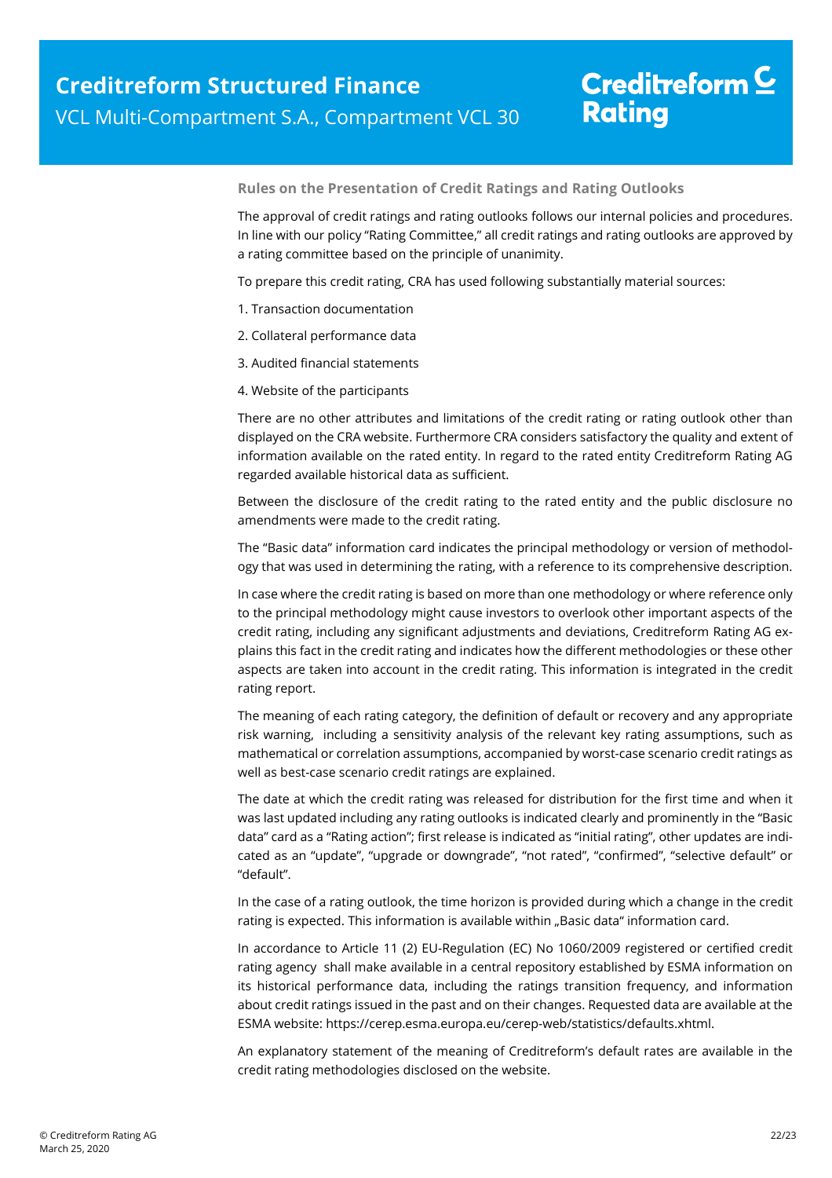### Rules on the Presentation of Credit Ratings and Rating Outlooks

The approval of credit ratings and rating outlooks follows our internal policies and procedures. In line with our policy "Rating Committee," all credit ratings and rating outlooks are approved by a rating committee based on the principle of unanimity.

To prepare this credit rating, CRA has used following substantially material sources:

1. Transaction documentation
2. Collateral performance data
3. Audited financial statements
4. Website of the participants

There are no other attributes and limitations of the credit rating or rating outlook other than displayed on the CRA website. Furthermore CRA considers satisfactory the quality and extent of information available on the rated entity. In regard to the rated entity Creditreform Rating AG regarded available historical data as sufficient.

Between the disclosure of the credit rating to the rated entity and the public disclosure no amendments were made to the credit rating.

The "Basic data" information card indicates the principal methodology or version of methodology that was used in determining the rating, with a reference to its comprehensive description.

In case where the credit rating is based on more than one methodology or where reference only to the principal methodology might cause investors to overlook other important aspects of the credit rating, including any significant adjustments and deviations, Creditreform Rating AG explains this fact in the credit rating and indicates how the different methodologies or these other aspects are taken into account in the credit rating. This information is integrated in the credit rating report.

The meaning of each rating category, the definition of default or recovery and any appropriate risk warning, including a sensitivity analysis of the relevant key rating assumptions, such as mathematical or correlation assumptions, accompanied by worst-case scenario credit ratings as well as best-case scenario credit ratings are explained.

The date at which the credit rating was released for distribution for the first time and when it was last updated including any rating outlooks is indicated clearly and prominently in the "Basic data" card as a "Rating action"; first release is indicated as "initial rating", other updates are indicated as an "update", "upgrade or downgrade", "not rated", "confirmed", "selective default" or "default".

In the case of a rating outlook, the time horizon is provided during which a change in the credit rating is expected. This information is available within „Basic data" information card.

In accordance to Article 11 (2) EU-Regulation (EC) No 1060/2009 registered or certified credit rating agency shall make available in a central repository established by ESMA information on its historical performance data, including the ratings transition frequency, and information about credit ratings issued in the past and on their changes. Requested data are available at the ESMA website: https://cerep.esma.europa.eu/cerep-web/statistics/defaults.xhtml.

An explanatory statement of the meaning of Creditreform's default rates are available in the credit rating methodologies disclosed on the website.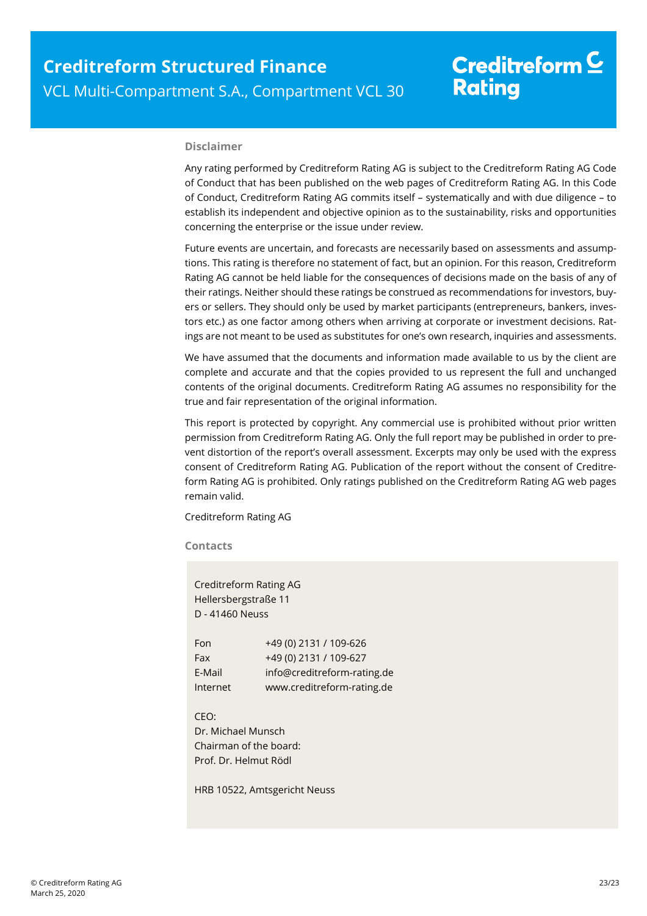## Disclaimer

Any rating performed by Creditreform Rating AG is subject to the Creditreform Rating AG Code of Conduct that has been published on the web pages of Creditreform Rating AG. In this Code of Conduct, Creditreform Rating AG commits itself – systematically and with due diligence – to establish its independent and objective opinion as to the sustainability, risks and opportunities concerning the enterprise or the issue under review.

Future events are uncertain, and forecasts are necessarily based on assessments and assumptions. This rating is therefore no statement of fact, but an opinion. For this reason, Creditreform Rating AG cannot be held liable for the consequences of decisions made on the basis of any of their ratings. Neither should these ratings be construed as recommendations for investors, buyers or sellers. They should only be used by market participants (entrepreneurs, bankers, investors etc.) as one factor among others when arriving at corporate or investment decisions. Ratings are not meant to be used as substitutes for one's own research, inquiries and assessments.

We have assumed that the documents and information made available to us by the client are complete and accurate and that the copies provided to us represent the full and unchanged contents of the original documents. Creditreform Rating AG assumes no responsibility for the true and fair representation of the original information.

This report is protected by copyright. Any commercial use is prohibited without prior written permission from Creditreform Rating AG. Only the full report may be published in order to prevent distortion of the report's overall assessment. Excerpts may only be used with the express consent of Creditreform Rating AG. Publication of the report without the consent of Creditreform Rating AG is prohibited. Only ratings published on the Creditreform Rating AG web pages remain valid.

Creditreform Rating AG

## Contacts

Creditreform Rating AG
Hellersbergstraße 11
D - 41460 Neuss

| | |
|---|---|
| Fon | +49 (0) 2131 / 109-626 |
| Fax | +49 (0) 2131 / 109-627 |
| E-Mail | info@creditreform-rating.de |
| Internet | www.creditreform-rating.de |

CEO:
Dr. Michael Munsch
Chairman of the board:
Prof. Dr. Helmut Rödl

HRB 10522, Amtsgericht Neuss